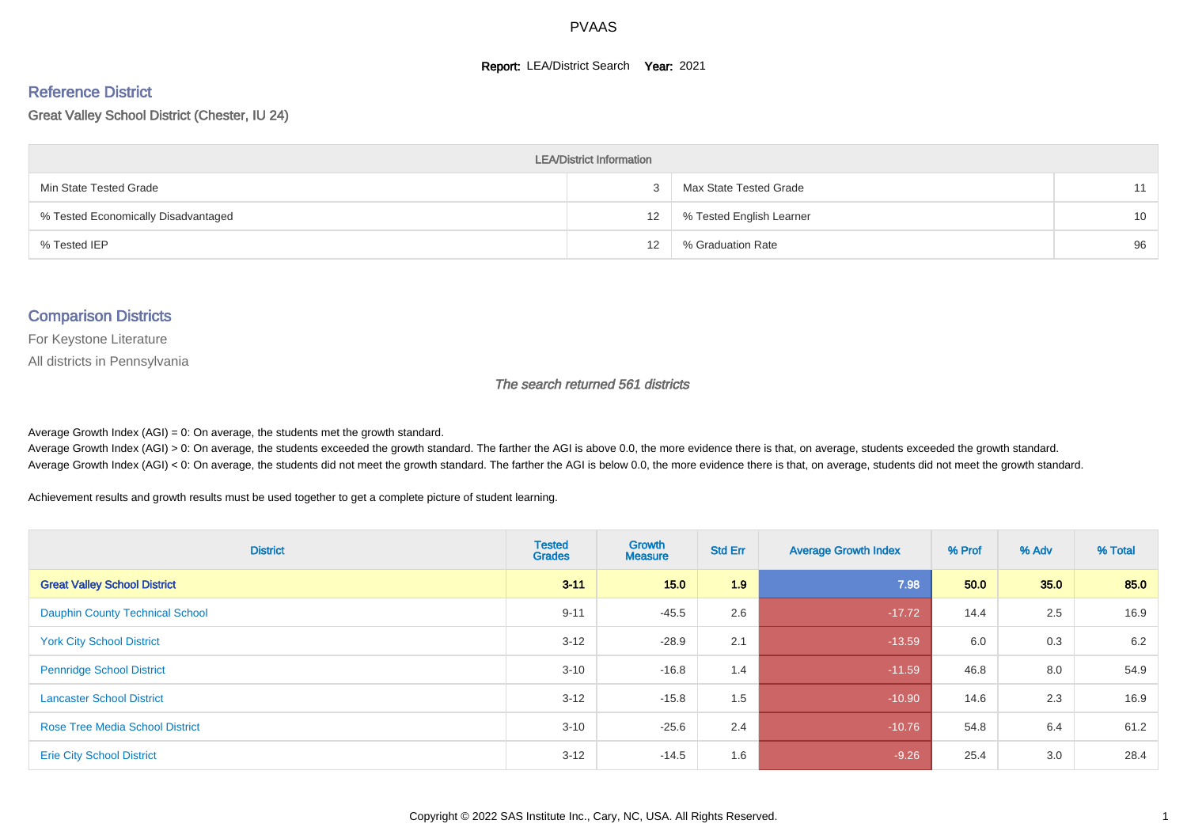# PVAAS

**Report:** LEA/District Search **Year:** 2021

## Reference District

Great Valley School District (Chester, IU 24)

| LEA/District Information | | | |
|---|---|---|---|
| Min State Tested Grade | 3 | Max State Tested Grade | 11 |
| % Tested Economically Disadvantaged | 12 | % Tested English Learner | 10 |
| % Tested IEP | 12 | % Graduation Rate | 96 |

## Comparison Districts

For Keystone Literature

All districts in Pennsylvania

*The search returned 561 districts*

Average Growth Index (AGI) = 0: On average, the students met the growth standard.
Average Growth Index (AGI) > 0: On average, the students exceeded the growth standard. The farther the AGI is above 0.0, the more evidence there is that, on average, students exceeded the growth standard.
Average Growth Index (AGI) < 0: On average, the students did not meet the growth standard. The farther the AGI is below 0.0, the more evidence there is that, on average, students did not meet the growth standard.

Achievement results and growth results must be used together to get a complete picture of student learning.

| District | Tested Grades | Growth Measure | Std Err | Average Growth Index | % Prof | % Adv | % Total |
|---|---|---|---|---|---|---|---|
| **Great Valley School District** | **3-11** | **15.0** | **1.9** | **7.98** | **50.0** | **35.0** | **85.0** |
| Dauphin County Technical School | 9-11 | -45.5 | 2.6 | -17.72 | 14.4 | 2.5 | 16.9 |
| York City School District | 3-12 | -28.9 | 2.1 | -13.59 | 6.0 | 0.3 | 6.2 |
| Pennridge School District | 3-10 | -16.8 | 1.4 | -11.59 | 46.8 | 8.0 | 54.9 |
| Lancaster School District | 3-12 | -15.8 | 1.5 | -10.90 | 14.6 | 2.3 | 16.9 |
| Rose Tree Media School District | 3-10 | -25.6 | 2.4 | -10.76 | 54.8 | 6.4 | 61.2 |
| Erie City School District | 3-12 | -14.5 | 1.6 | -9.26 | 25.4 | 3.0 | 28.4 |

Copyright © 2022 SAS Institute Inc., Cary, NC, USA. All Rights Reserved.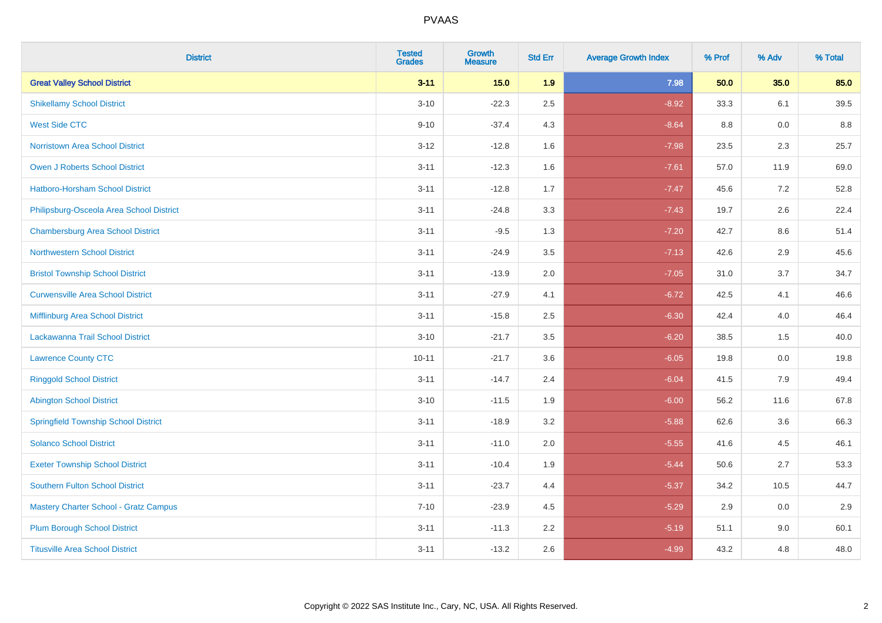# PVAAS

| District | Tested Grades | Growth Measure | Std Err | Average Growth Index | % Prof | % Adv | % Total |
|---|---|---|---|---|---|---|---|
| **Great Valley School District** | **3-11** | **15.0** | **1.9** | **7.98** | **50.0** | **35.0** | **85.0** |
| Shikellamy School District | 3-10 | -22.3 | 2.5 | -8.92 | 33.3 | 6.1 | 39.5 |
| West Side CTC | 9-10 | -37.4 | 4.3 | -8.64 | 8.8 | 0.0 | 8.8 |
| Norristown Area School District | 3-12 | -12.8 | 1.6 | -7.98 | 23.5 | 2.3 | 25.7 |
| Owen J Roberts School District | 3-11 | -12.3 | 1.6 | -7.61 | 57.0 | 11.9 | 69.0 |
| Hatboro-Horsham School District | 3-11 | -12.8 | 1.7 | -7.47 | 45.6 | 7.2 | 52.8 |
| Philipsburg-Osceola Area School District | 3-11 | -24.8 | 3.3 | -7.43 | 19.7 | 2.6 | 22.4 |
| Chambersburg Area School District | 3-11 | -9.5 | 1.3 | -7.20 | 42.7 | 8.6 | 51.4 |
| Northwestern School District | 3-11 | -24.9 | 3.5 | -7.13 | 42.6 | 2.9 | 45.6 |
| Bristol Township School District | 3-11 | -13.9 | 2.0 | -7.05 | 31.0 | 3.7 | 34.7 |
| Curwensville Area School District | 3-11 | -27.9 | 4.1 | -6.72 | 42.5 | 4.1 | 46.6 |
| Mifflinburg Area School District | 3-11 | -15.8 | 2.5 | -6.30 | 42.4 | 4.0 | 46.4 |
| Lackawanna Trail School District | 3-10 | -21.7 | 3.5 | -6.20 | 38.5 | 1.5 | 40.0 |
| Lawrence County CTC | 10-11 | -21.7 | 3.6 | -6.05 | 19.8 | 0.0 | 19.8 |
| Ringgold School District | 3-11 | -14.7 | 2.4 | -6.04 | 41.5 | 7.9 | 49.4 |
| Abington School District | 3-10 | -11.5 | 1.9 | -6.00 | 56.2 | 11.6 | 67.8 |
| Springfield Township School District | 3-11 | -18.9 | 3.2 | -5.88 | 62.6 | 3.6 | 66.3 |
| Solanco School District | 3-11 | -11.0 | 2.0 | -5.55 | 41.6 | 4.5 | 46.1 |
| Exeter Township School District | 3-11 | -10.4 | 1.9 | -5.44 | 50.6 | 2.7 | 53.3 |
| Southern Fulton School District | 3-11 | -23.7 | 4.4 | -5.37 | 34.2 | 10.5 | 44.7 |
| Mastery Charter School - Gratz Campus | 7-10 | -23.9 | 4.5 | -5.29 | 2.9 | 0.0 | 2.9 |
| Plum Borough School District | 3-11 | -11.3 | 2.2 | -5.19 | 51.1 | 9.0 | 60.1 |
| Titusville Area School District | 3-11 | -13.2 | 2.6 | -4.99 | 43.2 | 4.8 | 48.0 |

Copyright © 2022 SAS Institute Inc., Cary, NC, USA. All Rights Reserved.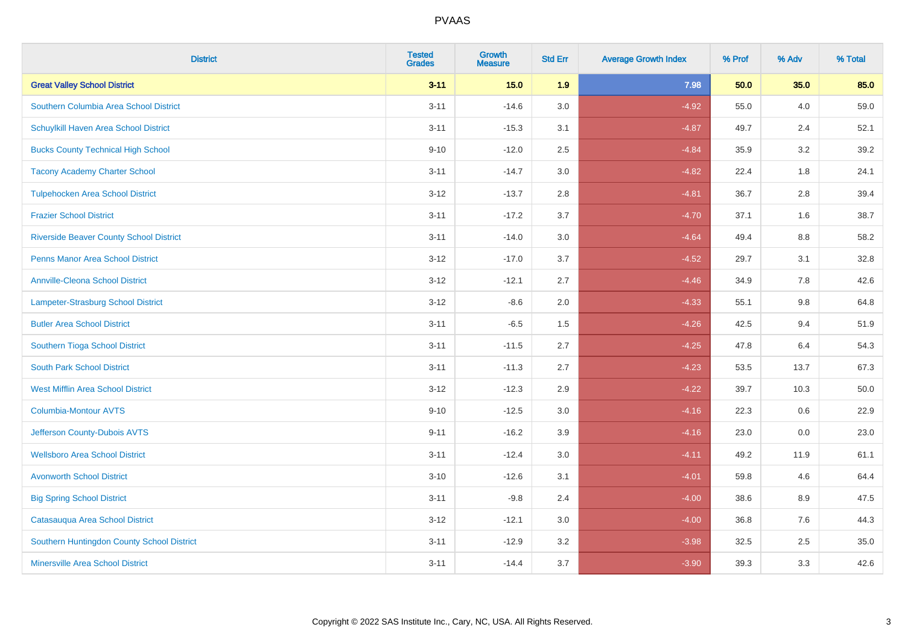# PVAAS

| District | Tested Grades | Growth Measure | Std Err | Average Growth Index | % Prof | % Adv | % Total |
|---|---|---|---|---|---|---|---|
| **Great Valley School District** | **3-11** | **15.0** | **1.9** | **7.98** | **50.0** | **35.0** | **85.0** |
| Southern Columbia Area School District | 3-11 | -14.6 | 3.0 | -4.92 | 55.0 | 4.0 | 59.0 |
| Schuylkill Haven Area School District | 3-11 | -15.3 | 3.1 | -4.87 | 49.7 | 2.4 | 52.1 |
| Bucks County Technical High School | 9-10 | -12.0 | 2.5 | -4.84 | 35.9 | 3.2 | 39.2 |
| Tacony Academy Charter School | 3-11 | -14.7 | 3.0 | -4.82 | 22.4 | 1.8 | 24.1 |
| Tulpehocken Area School District | 3-12 | -13.7 | 2.8 | -4.81 | 36.7 | 2.8 | 39.4 |
| Frazier School District | 3-11 | -17.2 | 3.7 | -4.70 | 37.1 | 1.6 | 38.7 |
| Riverside Beaver County School District | 3-11 | -14.0 | 3.0 | -4.64 | 49.4 | 8.8 | 58.2 |
| Penns Manor Area School District | 3-12 | -17.0 | 3.7 | -4.52 | 29.7 | 3.1 | 32.8 |
| Annville-Cleona School District | 3-12 | -12.1 | 2.7 | -4.46 | 34.9 | 7.8 | 42.6 |
| Lampeter-Strasburg School District | 3-12 | -8.6 | 2.0 | -4.33 | 55.1 | 9.8 | 64.8 |
| Butler Area School District | 3-11 | -6.5 | 1.5 | -4.26 | 42.5 | 9.4 | 51.9 |
| Southern Tioga School District | 3-11 | -11.5 | 2.7 | -4.25 | 47.8 | 6.4 | 54.3 |
| South Park School District | 3-11 | -11.3 | 2.7 | -4.23 | 53.5 | 13.7 | 67.3 |
| West Mifflin Area School District | 3-12 | -12.3 | 2.9 | -4.22 | 39.7 | 10.3 | 50.0 |
| Columbia-Montour AVTS | 9-10 | -12.5 | 3.0 | -4.16 | 22.3 | 0.6 | 22.9 |
| Jefferson County-Dubois AVTS | 9-11 | -16.2 | 3.9 | -4.16 | 23.0 | 0.0 | 23.0 |
| Wellsboro Area School District | 3-11 | -12.4 | 3.0 | -4.11 | 49.2 | 11.9 | 61.1 |
| Avonworth School District | 3-10 | -12.6 | 3.1 | -4.01 | 59.8 | 4.6 | 64.4 |
| Big Spring School District | 3-11 | -9.8 | 2.4 | -4.00 | 38.6 | 8.9 | 47.5 |
| Catasauqua Area School District | 3-12 | -12.1 | 3.0 | -4.00 | 36.8 | 7.6 | 44.3 |
| Southern Huntingdon County School District | 3-11 | -12.9 | 3.2 | -3.98 | 32.5 | 2.5 | 35.0 |
| Minersville Area School District | 3-11 | -14.4 | 3.7 | -3.90 | 39.3 | 3.3 | 42.6 |

Copyright © 2022 SAS Institute Inc., Cary, NC, USA. All Rights Reserved.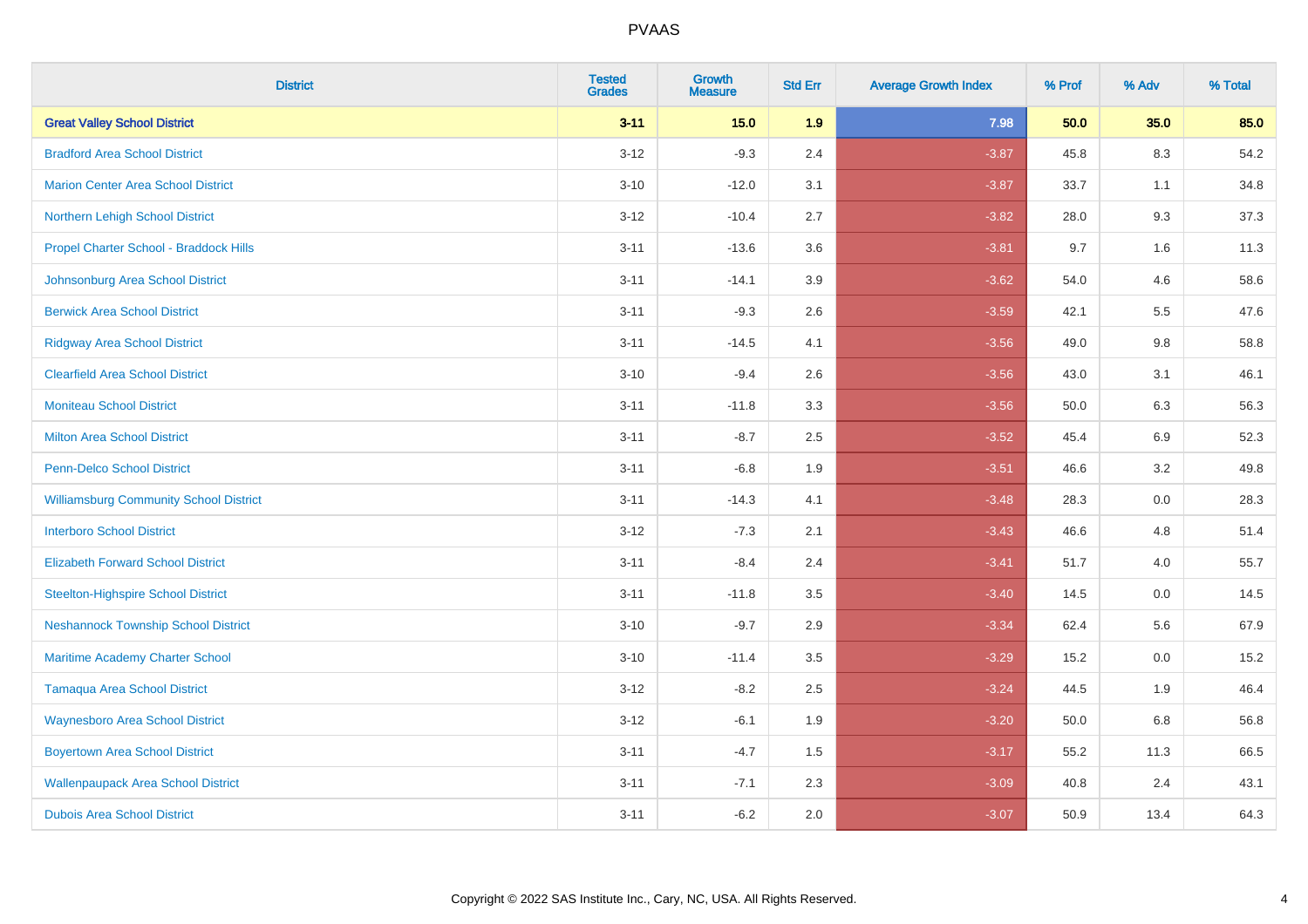# PVAAS

| District | Tested Grades | Growth Measure | Std Err | Average Growth Index | % Prof | % Adv | % Total |
|---|---|---|---|---|---|---|---|
| **Great Valley School District** | **3-11** | **15.0** | **1.9** | **7.98** | **50.0** | **35.0** | **85.0** |
| Bradford Area School District | 3-12 | -9.3 | 2.4 | -3.87 | 45.8 | 8.3 | 54.2 |
| Marion Center Area School District | 3-10 | -12.0 | 3.1 | -3.87 | 33.7 | 1.1 | 34.8 |
| Northern Lehigh School District | 3-12 | -10.4 | 2.7 | -3.82 | 28.0 | 9.3 | 37.3 |
| Propel Charter School - Braddock Hills | 3-11 | -13.6 | 3.6 | -3.81 | 9.7 | 1.6 | 11.3 |
| Johnsonburg Area School District | 3-11 | -14.1 | 3.9 | -3.62 | 54.0 | 4.6 | 58.6 |
| Berwick Area School District | 3-11 | -9.3 | 2.6 | -3.59 | 42.1 | 5.5 | 47.6 |
| Ridgway Area School District | 3-11 | -14.5 | 4.1 | -3.56 | 49.0 | 9.8 | 58.8 |
| Clearfield Area School District | 3-10 | -9.4 | 2.6 | -3.56 | 43.0 | 3.1 | 46.1 |
| Moniteau School District | 3-11 | -11.8 | 3.3 | -3.56 | 50.0 | 6.3 | 56.3 |
| Milton Area School District | 3-11 | -8.7 | 2.5 | -3.52 | 45.4 | 6.9 | 52.3 |
| Penn-Delco School District | 3-11 | -6.8 | 1.9 | -3.51 | 46.6 | 3.2 | 49.8 |
| Williamsburg Community School District | 3-11 | -14.3 | 4.1 | -3.48 | 28.3 | 0.0 | 28.3 |
| Interboro School District | 3-12 | -7.3 | 2.1 | -3.43 | 46.6 | 4.8 | 51.4 |
| Elizabeth Forward School District | 3-11 | -8.4 | 2.4 | -3.41 | 51.7 | 4.0 | 55.7 |
| Steelton-Highspire School District | 3-11 | -11.8 | 3.5 | -3.40 | 14.5 | 0.0 | 14.5 |
| Neshannock Township School District | 3-10 | -9.7 | 2.9 | -3.34 | 62.4 | 5.6 | 67.9 |
| Maritime Academy Charter School | 3-10 | -11.4 | 3.5 | -3.29 | 15.2 | 0.0 | 15.2 |
| Tamaqua Area School District | 3-12 | -8.2 | 2.5 | -3.24 | 44.5 | 1.9 | 46.4 |
| Waynesboro Area School District | 3-12 | -6.1 | 1.9 | -3.20 | 50.0 | 6.8 | 56.8 |
| Boyertown Area School District | 3-11 | -4.7 | 1.5 | -3.17 | 55.2 | 11.3 | 66.5 |
| Wallenpaupack Area School District | 3-11 | -7.1 | 2.3 | -3.09 | 40.8 | 2.4 | 43.1 |
| Dubois Area School District | 3-11 | -6.2 | 2.0 | -3.07 | 50.9 | 13.4 | 64.3 |

Copyright © 2022 SAS Institute Inc., Cary, NC, USA. All Rights Reserved.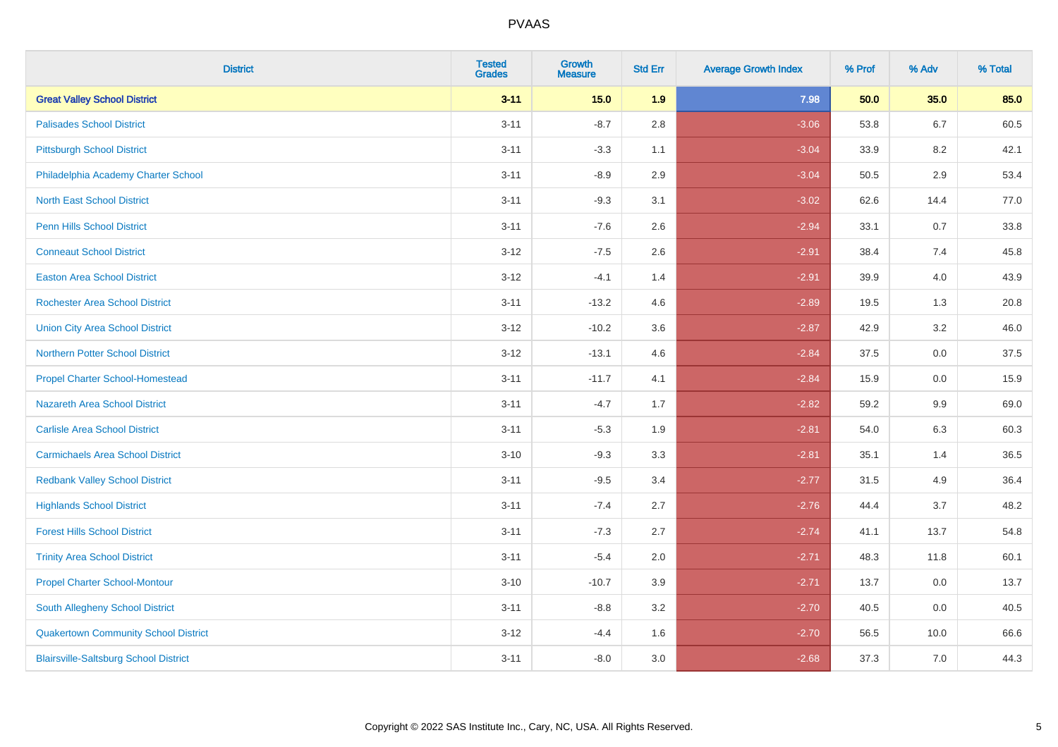PVAAS

| District | Tested Grades | Growth Measure | Std Err | Average Growth Index | % Prof | % Adv | % Total |
|---|---|---|---|---|---|---|---|
| **Great Valley School District** | **3-11** | **15.0** | **1.9** | **7.98** | **50.0** | **35.0** | **85.0** |
| Palisades School District | 3-11 | -8.7 | 2.8 | -3.06 | 53.8 | 6.7 | 60.5 |
| Pittsburgh School District | 3-11 | -3.3 | 1.1 | -3.04 | 33.9 | 8.2 | 42.1 |
| Philadelphia Academy Charter School | 3-11 | -8.9 | 2.9 | -3.04 | 50.5 | 2.9 | 53.4 |
| North East School District | 3-11 | -9.3 | 3.1 | -3.02 | 62.6 | 14.4 | 77.0 |
| Penn Hills School District | 3-11 | -7.6 | 2.6 | -2.94 | 33.1 | 0.7 | 33.8 |
| Conneaut School District | 3-12 | -7.5 | 2.6 | -2.91 | 38.4 | 7.4 | 45.8 |
| Easton Area School District | 3-12 | -4.1 | 1.4 | -2.91 | 39.9 | 4.0 | 43.9 |
| Rochester Area School District | 3-11 | -13.2 | 4.6 | -2.89 | 19.5 | 1.3 | 20.8 |
| Union City Area School District | 3-12 | -10.2 | 3.6 | -2.87 | 42.9 | 3.2 | 46.0 |
| Northern Potter School District | 3-12 | -13.1 | 4.6 | -2.84 | 37.5 | 0.0 | 37.5 |
| Propel Charter School-Homestead | 3-11 | -11.7 | 4.1 | -2.84 | 15.9 | 0.0 | 15.9 |
| Nazareth Area School District | 3-11 | -4.7 | 1.7 | -2.82 | 59.2 | 9.9 | 69.0 |
| Carlisle Area School District | 3-11 | -5.3 | 1.9 | -2.81 | 54.0 | 6.3 | 60.3 |
| Carmichaels Area School District | 3-10 | -9.3 | 3.3 | -2.81 | 35.1 | 1.4 | 36.5 |
| Redbank Valley School District | 3-11 | -9.5 | 3.4 | -2.77 | 31.5 | 4.9 | 36.4 |
| Highlands School District | 3-11 | -7.4 | 2.7 | -2.76 | 44.4 | 3.7 | 48.2 |
| Forest Hills School District | 3-11 | -7.3 | 2.7 | -2.74 | 41.1 | 13.7 | 54.8 |
| Trinity Area School District | 3-11 | -5.4 | 2.0 | -2.71 | 48.3 | 11.8 | 60.1 |
| Propel Charter School-Montour | 3-10 | -10.7 | 3.9 | -2.71 | 13.7 | 0.0 | 13.7 |
| South Allegheny School District | 3-11 | -8.8 | 3.2 | -2.70 | 40.5 | 0.0 | 40.5 |
| Quakertown Community School District | 3-12 | -4.4 | 1.6 | -2.70 | 56.5 | 10.0 | 66.6 |
| Blairsville-Saltsburg School District | 3-11 | -8.0 | 3.0 | -2.68 | 37.3 | 7.0 | 44.3 |

Copyright © 2022 SAS Institute Inc., Cary, NC, USA. All Rights Reserved.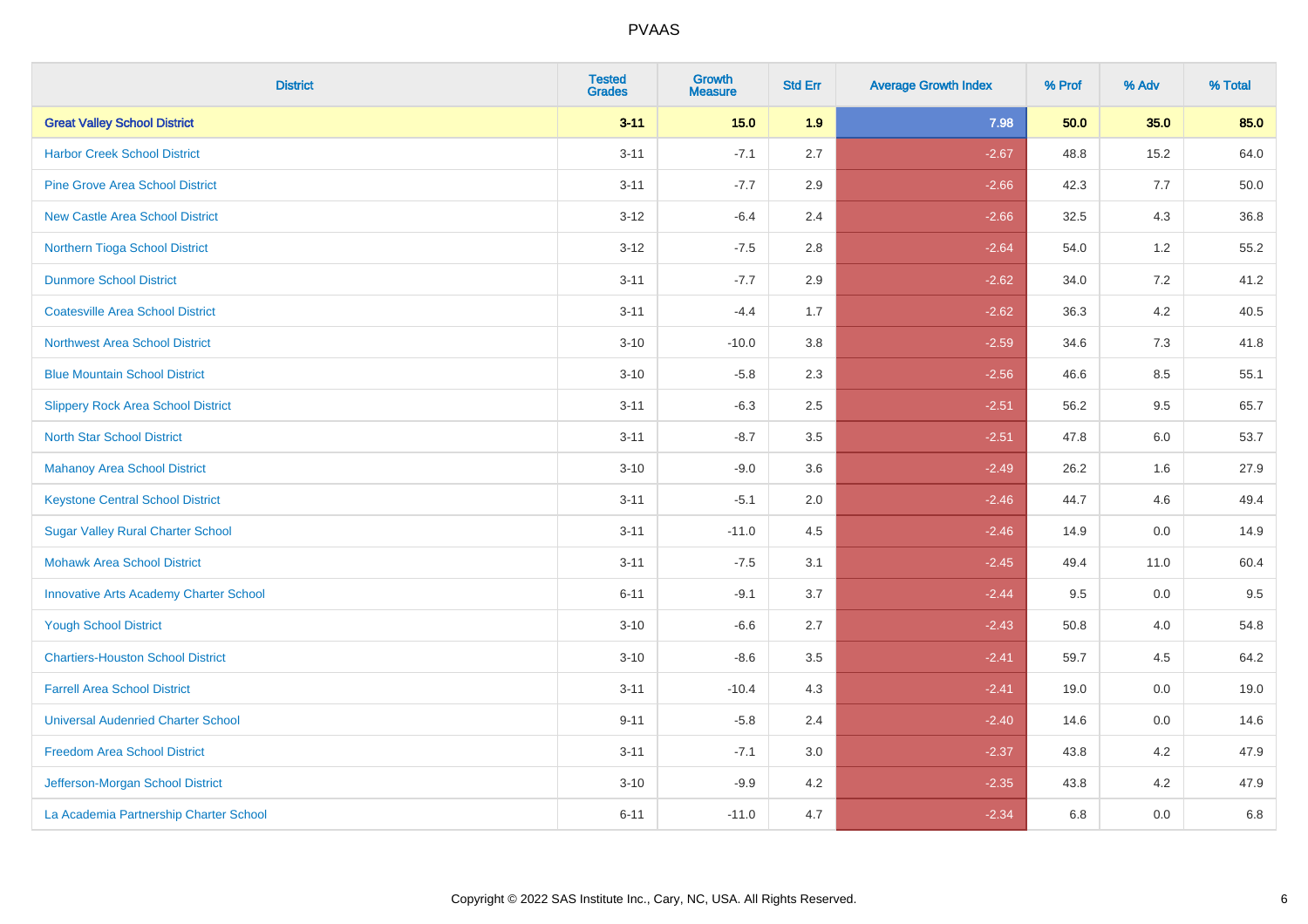| District | Tested Grades | Growth Measure | Std Err | Average Growth Index | % Prof | % Adv | % Total |
|---|---|---|---|---|---|---|---|
| **Great Valley School District** | **3-11** | **15.0** | **1.9** | **7.98** | **50.0** | **35.0** | **85.0** |
| Harbor Creek School District | 3-11 | -7.1 | 2.7 | -2.67 | 48.8 | 15.2 | 64.0 |
| Pine Grove Area School District | 3-11 | -7.7 | 2.9 | -2.66 | 42.3 | 7.7 | 50.0 |
| New Castle Area School District | 3-12 | -6.4 | 2.4 | -2.66 | 32.5 | 4.3 | 36.8 |
| Northern Tioga School District | 3-12 | -7.5 | 2.8 | -2.64 | 54.0 | 1.2 | 55.2 |
| Dunmore School District | 3-11 | -7.7 | 2.9 | -2.62 | 34.0 | 7.2 | 41.2 |
| Coatesville Area School District | 3-11 | -4.4 | 1.7 | -2.62 | 36.3 | 4.2 | 40.5 |
| Northwest Area School District | 3-10 | -10.0 | 3.8 | -2.59 | 34.6 | 7.3 | 41.8 |
| Blue Mountain School District | 3-10 | -5.8 | 2.3 | -2.56 | 46.6 | 8.5 | 55.1 |
| Slippery Rock Area School District | 3-11 | -6.3 | 2.5 | -2.51 | 56.2 | 9.5 | 65.7 |
| North Star School District | 3-11 | -8.7 | 3.5 | -2.51 | 47.8 | 6.0 | 53.7 |
| Mahanoy Area School District | 3-10 | -9.0 | 3.6 | -2.49 | 26.2 | 1.6 | 27.9 |
| Keystone Central School District | 3-11 | -5.1 | 2.0 | -2.46 | 44.7 | 4.6 | 49.4 |
| Sugar Valley Rural Charter School | 3-11 | -11.0 | 4.5 | -2.46 | 14.9 | 0.0 | 14.9 |
| Mohawk Area School District | 3-11 | -7.5 | 3.1 | -2.45 | 49.4 | 11.0 | 60.4 |
| Innovative Arts Academy Charter School | 6-11 | -9.1 | 3.7 | -2.44 | 9.5 | 0.0 | 9.5 |
| Yough School District | 3-10 | -6.6 | 2.7 | -2.43 | 50.8 | 4.0 | 54.8 |
| Chartiers-Houston School District | 3-10 | -8.6 | 3.5 | -2.41 | 59.7 | 4.5 | 64.2 |
| Farrell Area School District | 3-11 | -10.4 | 4.3 | -2.41 | 19.0 | 0.0 | 19.0 |
| Universal Audenried Charter School | 9-11 | -5.8 | 2.4 | -2.40 | 14.6 | 0.0 | 14.6 |
| Freedom Area School District | 3-11 | -7.1 | 3.0 | -2.37 | 43.8 | 4.2 | 47.9 |
| Jefferson-Morgan School District | 3-10 | -9.9 | 4.2 | -2.35 | 43.8 | 4.2 | 47.9 |
| La Academia Partnership Charter School | 6-11 | -11.0 | 4.7 | -2.34 | 6.8 | 0.0 | 6.8 |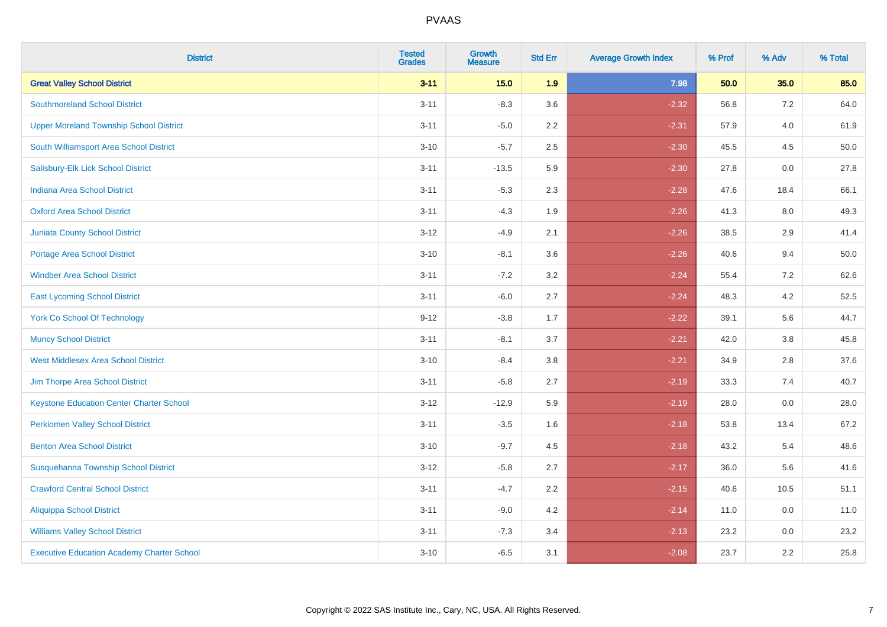PVAAS

| District | Tested Grades | Growth Measure | Std Err | Average Growth Index | % Prof | % Adv | % Total |
|---|---|---|---|---|---|---|---|
| **Great Valley School District** | **3-11** | **15.0** | **1.9** | **7.98** | **50.0** | **35.0** | **85.0** |
| Southmoreland School District | 3-11 | -8.3 | 3.6 | -2.32 | 56.8 | 7.2 | 64.0 |
| Upper Moreland Township School District | 3-11 | -5.0 | 2.2 | -2.31 | 57.9 | 4.0 | 61.9 |
| South Williamsport Area School District | 3-10 | -5.7 | 2.5 | -2.30 | 45.5 | 4.5 | 50.0 |
| Salisbury-Elk Lick School District | 3-11 | -13.5 | 5.9 | -2.30 | 27.8 | 0.0 | 27.8 |
| Indiana Area School District | 3-11 | -5.3 | 2.3 | -2.28 | 47.6 | 18.4 | 66.1 |
| Oxford Area School District | 3-11 | -4.3 | 1.9 | -2.26 | 41.3 | 8.0 | 49.3 |
| Juniata County School District | 3-12 | -4.9 | 2.1 | -2.26 | 38.5 | 2.9 | 41.4 |
| Portage Area School District | 3-10 | -8.1 | 3.6 | -2.26 | 40.6 | 9.4 | 50.0 |
| Windber Area School District | 3-11 | -7.2 | 3.2 | -2.24 | 55.4 | 7.2 | 62.6 |
| East Lycoming School District | 3-11 | -6.0 | 2.7 | -2.24 | 48.3 | 4.2 | 52.5 |
| York Co School Of Technology | 9-12 | -3.8 | 1.7 | -2.22 | 39.1 | 5.6 | 44.7 |
| Muncy School District | 3-11 | -8.1 | 3.7 | -2.21 | 42.0 | 3.8 | 45.8 |
| West Middlesex Area School District | 3-10 | -8.4 | 3.8 | -2.21 | 34.9 | 2.8 | 37.6 |
| Jim Thorpe Area School District | 3-11 | -5.8 | 2.7 | -2.19 | 33.3 | 7.4 | 40.7 |
| Keystone Education Center Charter School | 3-12 | -12.9 | 5.9 | -2.19 | 28.0 | 0.0 | 28.0 |
| Perkiomen Valley School District | 3-11 | -3.5 | 1.6 | -2.18 | 53.8 | 13.4 | 67.2 |
| Benton Area School District | 3-10 | -9.7 | 4.5 | -2.18 | 43.2 | 5.4 | 48.6 |
| Susquehanna Township School District | 3-12 | -5.8 | 2.7 | -2.17 | 36.0 | 5.6 | 41.6 |
| Crawford Central School District | 3-11 | -4.7 | 2.2 | -2.15 | 40.6 | 10.5 | 51.1 |
| Aliquippa School District | 3-11 | -9.0 | 4.2 | -2.14 | 11.0 | 0.0 | 11.0 |
| Williams Valley School District | 3-11 | -7.3 | 3.4 | -2.13 | 23.2 | 0.0 | 23.2 |
| Executive Education Academy Charter School | 3-10 | -6.5 | 3.1 | -2.08 | 23.7 | 2.2 | 25.8 |

Copyright © 2022 SAS Institute Inc., Cary, NC, USA. All Rights Reserved.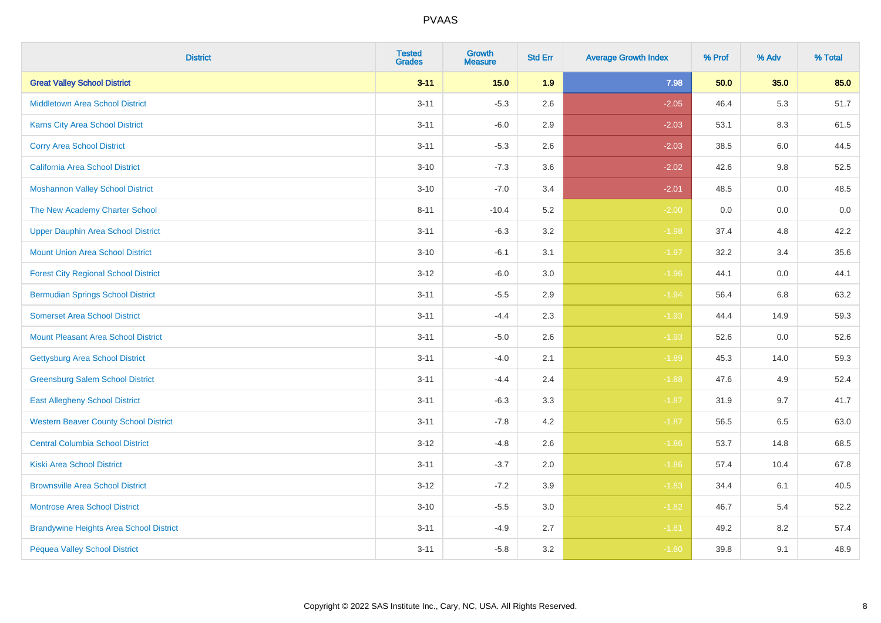| District | Tested Grades | Growth Measure | Std Err | Average Growth Index | % Prof | % Adv | % Total |
|---|---|---|---|---|---|---|---|
| **Great Valley School District** | **3-11** | **15.0** | **1.9** | **7.98** | **50.0** | **35.0** | **85.0** |
| Middletown Area School District | 3-11 | -5.3 | 2.6 | -2.05 | 46.4 | 5.3 | 51.7 |
| Karns City Area School District | 3-11 | -6.0 | 2.9 | -2.03 | 53.1 | 8.3 | 61.5 |
| Corry Area School District | 3-11 | -5.3 | 2.6 | -2.03 | 38.5 | 6.0 | 44.5 |
| California Area School District | 3-10 | -7.3 | 3.6 | -2.02 | 42.6 | 9.8 | 52.5 |
| Moshannon Valley School District | 3-10 | -7.0 | 3.4 | -2.01 | 48.5 | 0.0 | 48.5 |
| The New Academy Charter School | 8-11 | -10.4 | 5.2 | -2.00 | 0.0 | 0.0 | 0.0 |
| Upper Dauphin Area School District | 3-11 | -6.3 | 3.2 | -1.98 | 37.4 | 4.8 | 42.2 |
| Mount Union Area School District | 3-10 | -6.1 | 3.1 | -1.97 | 32.2 | 3.4 | 35.6 |
| Forest City Regional School District | 3-12 | -6.0 | 3.0 | -1.96 | 44.1 | 0.0 | 44.1 |
| Bermudian Springs School District | 3-11 | -5.5 | 2.9 | -1.94 | 56.4 | 6.8 | 63.2 |
| Somerset Area School District | 3-11 | -4.4 | 2.3 | -1.93 | 44.4 | 14.9 | 59.3 |
| Mount Pleasant Area School District | 3-11 | -5.0 | 2.6 | -1.93 | 52.6 | 0.0 | 52.6 |
| Gettysburg Area School District | 3-11 | -4.0 | 2.1 | -1.89 | 45.3 | 14.0 | 59.3 |
| Greensburg Salem School District | 3-11 | -4.4 | 2.4 | -1.88 | 47.6 | 4.9 | 52.4 |
| East Allegheny School District | 3-11 | -6.3 | 3.3 | -1.87 | 31.9 | 9.7 | 41.7 |
| Western Beaver County School District | 3-11 | -7.8 | 4.2 | -1.87 | 56.5 | 6.5 | 63.0 |
| Central Columbia School District | 3-12 | -4.8 | 2.6 | -1.86 | 53.7 | 14.8 | 68.5 |
| Kiski Area School District | 3-11 | -3.7 | 2.0 | -1.86 | 57.4 | 10.4 | 67.8 |
| Brownsville Area School District | 3-12 | -7.2 | 3.9 | -1.83 | 34.4 | 6.1 | 40.5 |
| Montrose Area School District | 3-10 | -5.5 | 3.0 | -1.82 | 46.7 | 5.4 | 52.2 |
| Brandywine Heights Area School District | 3-11 | -4.9 | 2.7 | -1.81 | 49.2 | 8.2 | 57.4 |
| Pequea Valley School District | 3-11 | -5.8 | 3.2 | -1.80 | 39.8 | 9.1 | 48.9 |

Copyright © 2022 SAS Institute Inc., Cary, NC, USA. All Rights Reserved.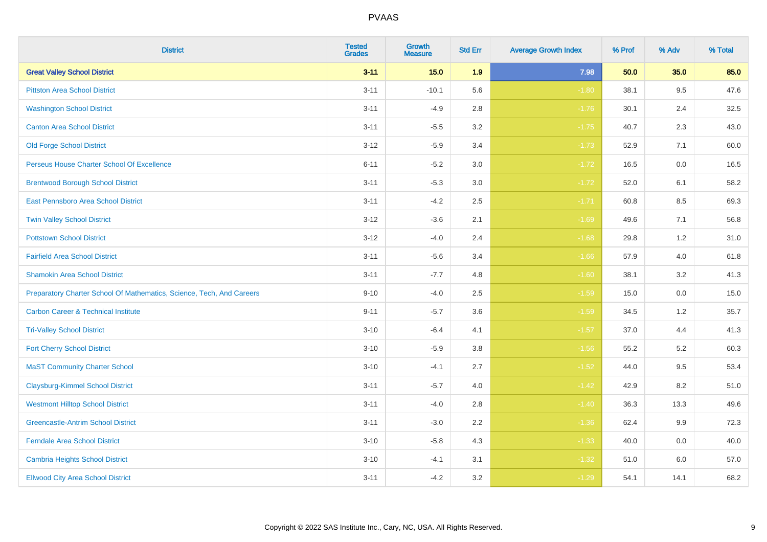PVAAS

| District | Tested Grades | Growth Measure | Std Err | Average Growth Index | % Prof | % Adv | % Total |
|---|---|---|---|---|---|---|---|
| **Great Valley School District** | **3-11** | **15.0** | **1.9** | **7.98** | **50.0** | **35.0** | **85.0** |
| Pittston Area School District | 3-11 | -10.1 | 5.6 | -1.80 | 38.1 | 9.5 | 47.6 |
| Washington School District | 3-11 | -4.9 | 2.8 | -1.76 | 30.1 | 2.4 | 32.5 |
| Canton Area School District | 3-11 | -5.5 | 3.2 | -1.75 | 40.7 | 2.3 | 43.0 |
| Old Forge School District | 3-12 | -5.9 | 3.4 | -1.73 | 52.9 | 7.1 | 60.0 |
| Perseus House Charter School Of Excellence | 6-11 | -5.2 | 3.0 | -1.72 | 16.5 | 0.0 | 16.5 |
| Brentwood Borough School District | 3-11 | -5.3 | 3.0 | -1.72 | 52.0 | 6.1 | 58.2 |
| East Pennsboro Area School District | 3-11 | -4.2 | 2.5 | -1.71 | 60.8 | 8.5 | 69.3 |
| Twin Valley School District | 3-12 | -3.6 | 2.1 | -1.69 | 49.6 | 7.1 | 56.8 |
| Pottstown School District | 3-12 | -4.0 | 2.4 | -1.68 | 29.8 | 1.2 | 31.0 |
| Fairfield Area School District | 3-11 | -5.6 | 3.4 | -1.66 | 57.9 | 4.0 | 61.8 |
| Shamokin Area School District | 3-11 | -7.7 | 4.8 | -1.60 | 38.1 | 3.2 | 41.3 |
| Preparatory Charter School Of Mathematics, Science, Tech, And Careers | 9-10 | -4.0 | 2.5 | -1.59 | 15.0 | 0.0 | 15.0 |
| Carbon Career & Technical Institute | 9-11 | -5.7 | 3.6 | -1.59 | 34.5 | 1.2 | 35.7 |
| Tri-Valley School District | 3-10 | -6.4 | 4.1 | -1.57 | 37.0 | 4.4 | 41.3 |
| Fort Cherry School District | 3-10 | -5.9 | 3.8 | -1.56 | 55.2 | 5.2 | 60.3 |
| MaST Community Charter School | 3-10 | -4.1 | 2.7 | -1.52 | 44.0 | 9.5 | 53.4 |
| Claysburg-Kimmel School District | 3-11 | -5.7 | 4.0 | -1.42 | 42.9 | 8.2 | 51.0 |
| Westmont Hilltop School District | 3-11 | -4.0 | 2.8 | -1.40 | 36.3 | 13.3 | 49.6 |
| Greencastle-Antrim School District | 3-11 | -3.0 | 2.2 | -1.36 | 62.4 | 9.9 | 72.3 |
| Ferndale Area School District | 3-10 | -5.8 | 4.3 | -1.33 | 40.0 | 0.0 | 40.0 |
| Cambria Heights School District | 3-10 | -4.1 | 3.1 | -1.32 | 51.0 | 6.0 | 57.0 |
| Ellwood City Area School District | 3-11 | -4.2 | 3.2 | -1.29 | 54.1 | 14.1 | 68.2 |

Copyright © 2022 SAS Institute Inc., Cary, NC, USA. All Rights Reserved.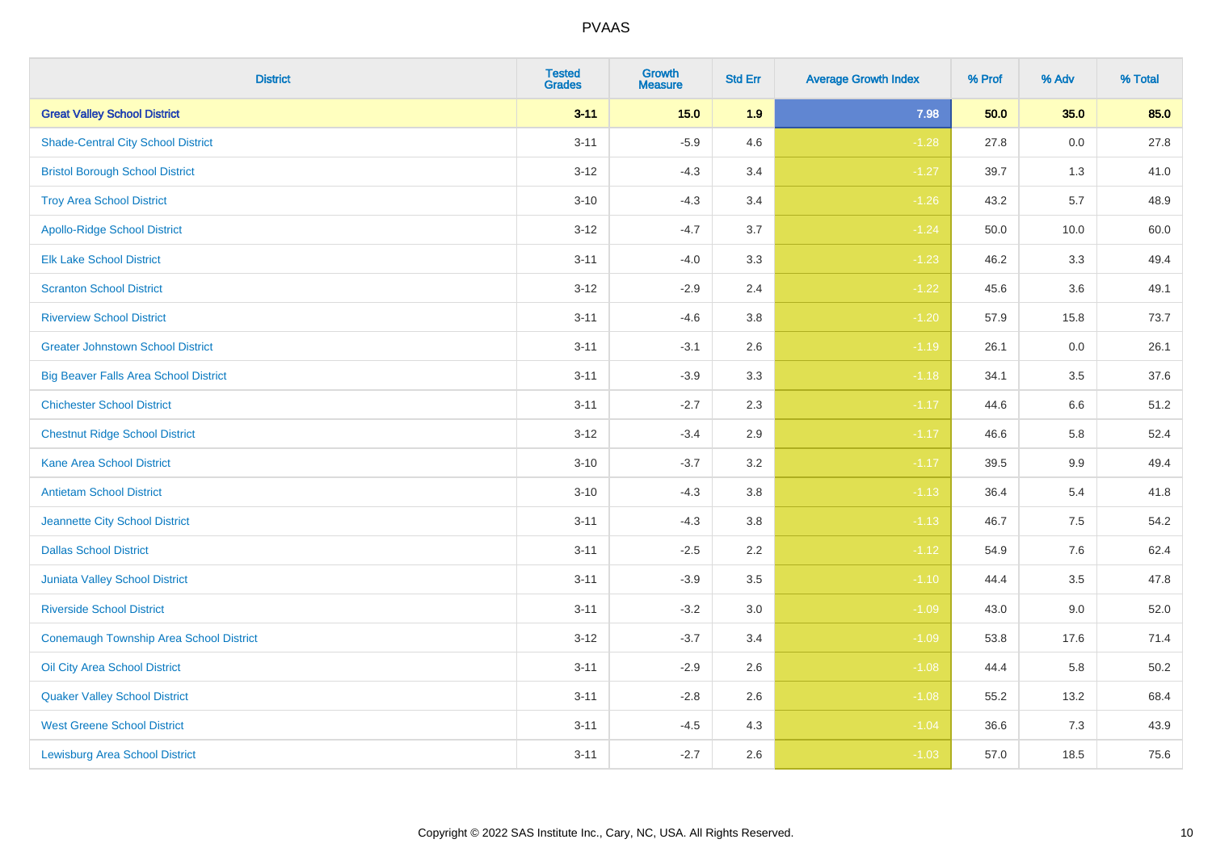PVAAS

| District | Tested Grades | Growth Measure | Std Err | Average Growth Index | % Prof | % Adv | % Total |
|---|---|---|---|---|---|---|---|
| **Great Valley School District** | **3-11** | **15.0** | **1.9** | **7.98** | **50.0** | **35.0** | **85.0** |
| Shade-Central City School District | 3-11 | -5.9 | 4.6 | -1.28 | 27.8 | 0.0 | 27.8 |
| Bristol Borough School District | 3-12 | -4.3 | 3.4 | -1.27 | 39.7 | 1.3 | 41.0 |
| Troy Area School District | 3-10 | -4.3 | 3.4 | -1.26 | 43.2 | 5.7 | 48.9 |
| Apollo-Ridge School District | 3-12 | -4.7 | 3.7 | -1.24 | 50.0 | 10.0 | 60.0 |
| Elk Lake School District | 3-11 | -4.0 | 3.3 | -1.23 | 46.2 | 3.3 | 49.4 |
| Scranton School District | 3-12 | -2.9 | 2.4 | -1.22 | 45.6 | 3.6 | 49.1 |
| Riverview School District | 3-11 | -4.6 | 3.8 | -1.20 | 57.9 | 15.8 | 73.7 |
| Greater Johnstown School District | 3-11 | -3.1 | 2.6 | -1.19 | 26.1 | 0.0 | 26.1 |
| Big Beaver Falls Area School District | 3-11 | -3.9 | 3.3 | -1.18 | 34.1 | 3.5 | 37.6 |
| Chichester School District | 3-11 | -2.7 | 2.3 | -1.17 | 44.6 | 6.6 | 51.2 |
| Chestnut Ridge School District | 3-12 | -3.4 | 2.9 | -1.17 | 46.6 | 5.8 | 52.4 |
| Kane Area School District | 3-10 | -3.7 | 3.2 | -1.17 | 39.5 | 9.9 | 49.4 |
| Antietam School District | 3-10 | -4.3 | 3.8 | -1.13 | 36.4 | 5.4 | 41.8 |
| Jeannette City School District | 3-11 | -4.3 | 3.8 | -1.13 | 46.7 | 7.5 | 54.2 |
| Dallas School District | 3-11 | -2.5 | 2.2 | -1.12 | 54.9 | 7.6 | 62.4 |
| Juniata Valley School District | 3-11 | -3.9 | 3.5 | -1.10 | 44.4 | 3.5 | 47.8 |
| Riverside School District | 3-11 | -3.2 | 3.0 | -1.09 | 43.0 | 9.0 | 52.0 |
| Conemaugh Township Area School District | 3-12 | -3.7 | 3.4 | -1.09 | 53.8 | 17.6 | 71.4 |
| Oil City Area School District | 3-11 | -2.9 | 2.6 | -1.08 | 44.4 | 5.8 | 50.2 |
| Quaker Valley School District | 3-11 | -2.8 | 2.6 | -1.08 | 55.2 | 13.2 | 68.4 |
| West Greene School District | 3-11 | -4.5 | 4.3 | -1.04 | 36.6 | 7.3 | 43.9 |
| Lewisburg Area School District | 3-11 | -2.7 | 2.6 | -1.03 | 57.0 | 18.5 | 75.6 |

Copyright © 2022 SAS Institute Inc., Cary, NC, USA. All Rights Reserved.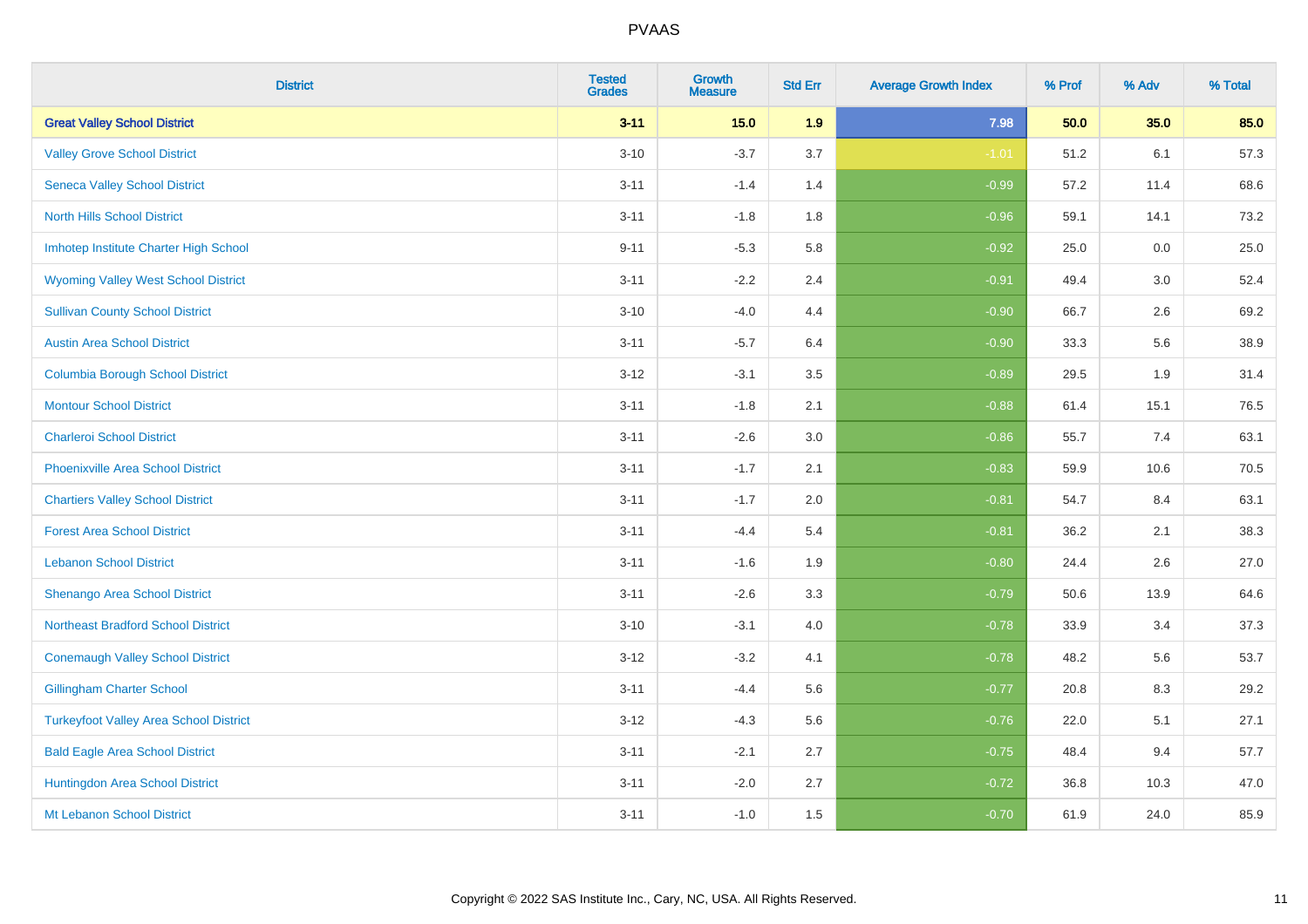| District | Tested Grades | Growth Measure | Std Err | Average Growth Index | % Prof | % Adv | % Total |
|---|---|---|---|---|---|---|---|
| **Great Valley School District** | **3-11** | **15.0** | **1.9** | **7.98** | **50.0** | **35.0** | **85.0** |
| Valley Grove School District | 3-10 | -3.7 | 3.7 | -1.01 | 51.2 | 6.1 | 57.3 |
| Seneca Valley School District | 3-11 | -1.4 | 1.4 | -0.99 | 57.2 | 11.4 | 68.6 |
| North Hills School District | 3-11 | -1.8 | 1.8 | -0.96 | 59.1 | 14.1 | 73.2 |
| Imhotep Institute Charter High School | 9-11 | -5.3 | 5.8 | -0.92 | 25.0 | 0.0 | 25.0 |
| Wyoming Valley West School District | 3-11 | -2.2 | 2.4 | -0.91 | 49.4 | 3.0 | 52.4 |
| Sullivan County School District | 3-10 | -4.0 | 4.4 | -0.90 | 66.7 | 2.6 | 69.2 |
| Austin Area School District | 3-11 | -5.7 | 6.4 | -0.90 | 33.3 | 5.6 | 38.9 |
| Columbia Borough School District | 3-12 | -3.1 | 3.5 | -0.89 | 29.5 | 1.9 | 31.4 |
| Montour School District | 3-11 | -1.8 | 2.1 | -0.88 | 61.4 | 15.1 | 76.5 |
| Charleroi School District | 3-11 | -2.6 | 3.0 | -0.86 | 55.7 | 7.4 | 63.1 |
| Phoenixville Area School District | 3-11 | -1.7 | 2.1 | -0.83 | 59.9 | 10.6 | 70.5 |
| Chartiers Valley School District | 3-11 | -1.7 | 2.0 | -0.81 | 54.7 | 8.4 | 63.1 |
| Forest Area School District | 3-11 | -4.4 | 5.4 | -0.81 | 36.2 | 2.1 | 38.3 |
| Lebanon School District | 3-11 | -1.6 | 1.9 | -0.80 | 24.4 | 2.6 | 27.0 |
| Shenango Area School District | 3-11 | -2.6 | 3.3 | -0.79 | 50.6 | 13.9 | 64.6 |
| Northeast Bradford School District | 3-10 | -3.1 | 4.0 | -0.78 | 33.9 | 3.4 | 37.3 |
| Conemaugh Valley School District | 3-12 | -3.2 | 4.1 | -0.78 | 48.2 | 5.6 | 53.7 |
| Gillingham Charter School | 3-11 | -4.4 | 5.6 | -0.77 | 20.8 | 8.3 | 29.2 |
| Turkeyfoot Valley Area School District | 3-12 | -4.3 | 5.6 | -0.76 | 22.0 | 5.1 | 27.1 |
| Bald Eagle Area School District | 3-11 | -2.1 | 2.7 | -0.75 | 48.4 | 9.4 | 57.7 |
| Huntingdon Area School District | 3-11 | -2.0 | 2.7 | -0.72 | 36.8 | 10.3 | 47.0 |
| Mt Lebanon School District | 3-11 | -1.0 | 1.5 | -0.70 | 61.9 | 24.0 | 85.9 |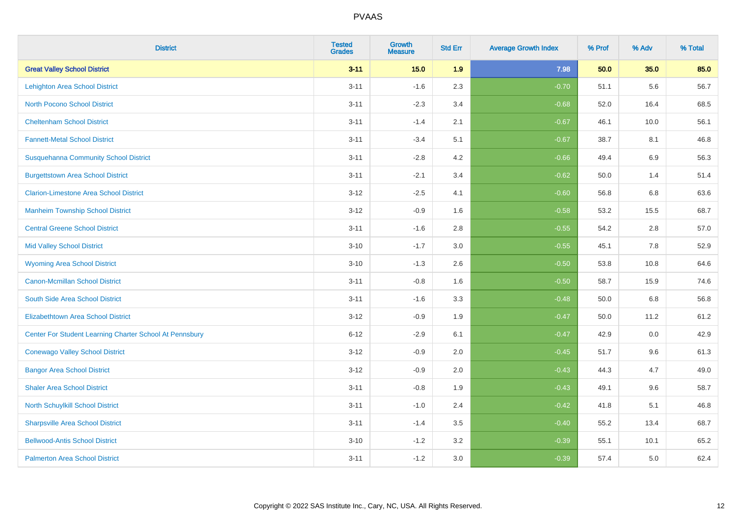| District | Tested Grades | Growth Measure | Std Err | Average Growth Index | % Prof | % Adv | % Total |
|---|---|---|---|---|---|---|---|
| **Great Valley School District** | **3-11** | **15.0** | **1.9** | **7.98** | **50.0** | **35.0** | **85.0** |
| Lehighton Area School District | 3-11 | -1.6 | 2.3 | -0.70 | 51.1 | 5.6 | 56.7 |
| North Pocono School District | 3-11 | -2.3 | 3.4 | -0.68 | 52.0 | 16.4 | 68.5 |
| Cheltenham School District | 3-11 | -1.4 | 2.1 | -0.67 | 46.1 | 10.0 | 56.1 |
| Fannett-Metal School District | 3-11 | -3.4 | 5.1 | -0.67 | 38.7 | 8.1 | 46.8 |
| Susquehanna Community School District | 3-11 | -2.8 | 4.2 | -0.66 | 49.4 | 6.9 | 56.3 |
| Burgettstown Area School District | 3-11 | -2.1 | 3.4 | -0.62 | 50.0 | 1.4 | 51.4 |
| Clarion-Limestone Area School District | 3-12 | -2.5 | 4.1 | -0.60 | 56.8 | 6.8 | 63.6 |
| Manheim Township School District | 3-12 | -0.9 | 1.6 | -0.58 | 53.2 | 15.5 | 68.7 |
| Central Greene School District | 3-11 | -1.6 | 2.8 | -0.55 | 54.2 | 2.8 | 57.0 |
| Mid Valley School District | 3-10 | -1.7 | 3.0 | -0.55 | 45.1 | 7.8 | 52.9 |
| Wyoming Area School District | 3-10 | -1.3 | 2.6 | -0.50 | 53.8 | 10.8 | 64.6 |
| Canon-Mcmillan School District | 3-11 | -0.8 | 1.6 | -0.50 | 58.7 | 15.9 | 74.6 |
| South Side Area School District | 3-11 | -1.6 | 3.3 | -0.48 | 50.0 | 6.8 | 56.8 |
| Elizabethtown Area School District | 3-12 | -0.9 | 1.9 | -0.47 | 50.0 | 11.2 | 61.2 |
| Center For Student Learning Charter School At Pennsbury | 6-12 | -2.9 | 6.1 | -0.47 | 42.9 | 0.0 | 42.9 |
| Conewago Valley School District | 3-12 | -0.9 | 2.0 | -0.45 | 51.7 | 9.6 | 61.3 |
| Bangor Area School District | 3-12 | -0.9 | 2.0 | -0.43 | 44.3 | 4.7 | 49.0 |
| Shaler Area School District | 3-11 | -0.8 | 1.9 | -0.43 | 49.1 | 9.6 | 58.7 |
| North Schuylkill School District | 3-11 | -1.0 | 2.4 | -0.42 | 41.8 | 5.1 | 46.8 |
| Sharpsville Area School District | 3-11 | -1.4 | 3.5 | -0.40 | 55.2 | 13.4 | 68.7 |
| Bellwood-Antis School District | 3-10 | -1.2 | 3.2 | -0.39 | 55.1 | 10.1 | 65.2 |
| Palmerton Area School District | 3-11 | -1.2 | 3.0 | -0.39 | 57.4 | 5.0 | 62.4 |

Copyright © 2022 SAS Institute Inc., Cary, NC, USA. All Rights Reserved.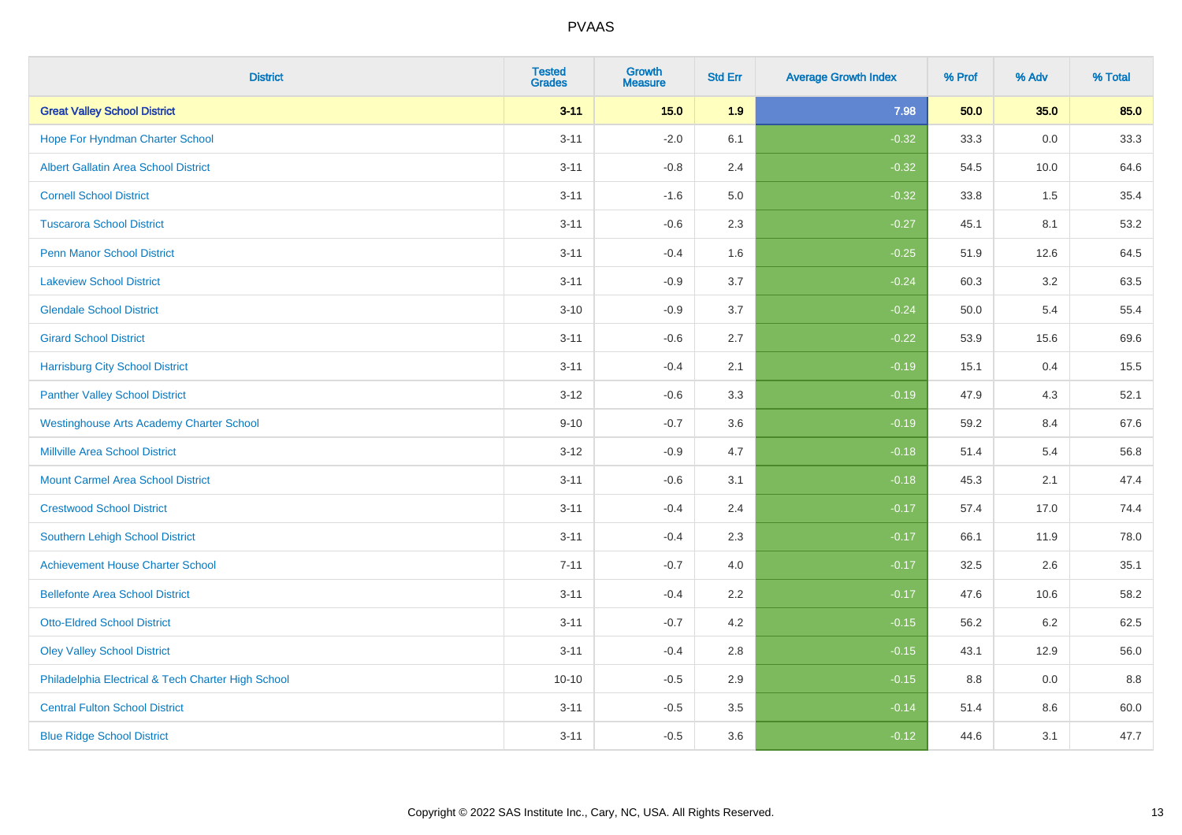# PVAAS

| District | Tested Grades | Growth Measure | Std Err | Average Growth Index | % Prof | % Adv | % Total |
|---|---|---|---|---|---|---|---|
| **Great Valley School District** | **3-11** | **15.0** | **1.9** | **7.98** | **50.0** | **35.0** | **85.0** |
| Hope For Hyndman Charter School | 3-11 | -2.0 | 6.1 | -0.32 | 33.3 | 0.0 | 33.3 |
| Albert Gallatin Area School District | 3-11 | -0.8 | 2.4 | -0.32 | 54.5 | 10.0 | 64.6 |
| Cornell School District | 3-11 | -1.6 | 5.0 | -0.32 | 33.8 | 1.5 | 35.4 |
| Tuscarora School District | 3-11 | -0.6 | 2.3 | -0.27 | 45.1 | 8.1 | 53.2 |
| Penn Manor School District | 3-11 | -0.4 | 1.6 | -0.25 | 51.9 | 12.6 | 64.5 |
| Lakeview School District | 3-11 | -0.9 | 3.7 | -0.24 | 60.3 | 3.2 | 63.5 |
| Glendale School District | 3-10 | -0.9 | 3.7 | -0.24 | 50.0 | 5.4 | 55.4 |
| Girard School District | 3-11 | -0.6 | 2.7 | -0.22 | 53.9 | 15.6 | 69.6 |
| Harrisburg City School District | 3-11 | -0.4 | 2.1 | -0.19 | 15.1 | 0.4 | 15.5 |
| Panther Valley School District | 3-12 | -0.6 | 3.3 | -0.19 | 47.9 | 4.3 | 52.1 |
| Westinghouse Arts Academy Charter School | 9-10 | -0.7 | 3.6 | -0.19 | 59.2 | 8.4 | 67.6 |
| Millville Area School District | 3-12 | -0.9 | 4.7 | -0.18 | 51.4 | 5.4 | 56.8 |
| Mount Carmel Area School District | 3-11 | -0.6 | 3.1 | -0.18 | 45.3 | 2.1 | 47.4 |
| Crestwood School District | 3-11 | -0.4 | 2.4 | -0.17 | 57.4 | 17.0 | 74.4 |
| Southern Lehigh School District | 3-11 | -0.4 | 2.3 | -0.17 | 66.1 | 11.9 | 78.0 |
| Achievement House Charter School | 7-11 | -0.7 | 4.0 | -0.17 | 32.5 | 2.6 | 35.1 |
| Bellefonte Area School District | 3-11 | -0.4 | 2.2 | -0.17 | 47.6 | 10.6 | 58.2 |
| Otto-Eldred School District | 3-11 | -0.7 | 4.2 | -0.15 | 56.2 | 6.2 | 62.5 |
| Oley Valley School District | 3-11 | -0.4 | 2.8 | -0.15 | 43.1 | 12.9 | 56.0 |
| Philadelphia Electrical & Tech Charter High School | 10-10 | -0.5 | 2.9 | -0.15 | 8.8 | 0.0 | 8.8 |
| Central Fulton School District | 3-11 | -0.5 | 3.5 | -0.14 | 51.4 | 8.6 | 60.0 |
| Blue Ridge School District | 3-11 | -0.5 | 3.6 | -0.12 | 44.6 | 3.1 | 47.7 |

Copyright © 2022 SAS Institute Inc., Cary, NC, USA. All Rights Reserved.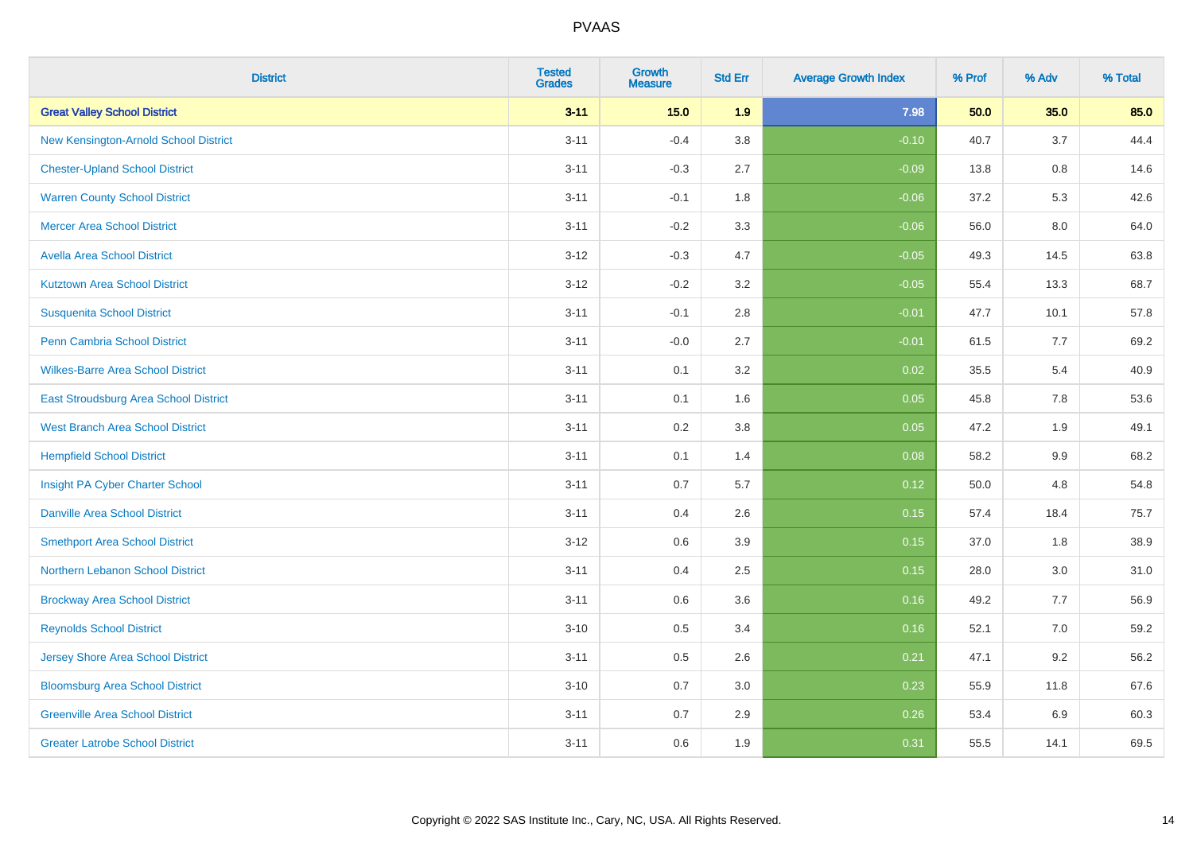| District | Tested Grades | Growth Measure | Std Err | Average Growth Index | % Prof | % Adv | % Total |
|---|---|---|---|---|---|---|---|
| **Great Valley School District** | **3-11** | **15.0** | **1.9** | **7.98** | **50.0** | **35.0** | **85.0** |
| New Kensington-Arnold School District | 3-11 | -0.4 | 3.8 | -0.10 | 40.7 | 3.7 | 44.4 |
| Chester-Upland School District | 3-11 | -0.3 | 2.7 | -0.09 | 13.8 | 0.8 | 14.6 |
| Warren County School District | 3-11 | -0.1 | 1.8 | -0.06 | 37.2 | 5.3 | 42.6 |
| Mercer Area School District | 3-11 | -0.2 | 3.3 | -0.06 | 56.0 | 8.0 | 64.0 |
| Avella Area School District | 3-12 | -0.3 | 4.7 | -0.05 | 49.3 | 14.5 | 63.8 |
| Kutztown Area School District | 3-12 | -0.2 | 3.2 | -0.05 | 55.4 | 13.3 | 68.7 |
| Susquenita School District | 3-11 | -0.1 | 2.8 | -0.01 | 47.7 | 10.1 | 57.8 |
| Penn Cambria School District | 3-11 | -0.0 | 2.7 | -0.01 | 61.5 | 7.7 | 69.2 |
| Wilkes-Barre Area School District | 3-11 | 0.1 | 3.2 | 0.02 | 35.5 | 5.4 | 40.9 |
| East Stroudsburg Area School District | 3-11 | 0.1 | 1.6 | 0.05 | 45.8 | 7.8 | 53.6 |
| West Branch Area School District | 3-11 | 0.2 | 3.8 | 0.05 | 47.2 | 1.9 | 49.1 |
| Hempfield School District | 3-11 | 0.1 | 1.4 | 0.08 | 58.2 | 9.9 | 68.2 |
| Insight PA Cyber Charter School | 3-11 | 0.7 | 5.7 | 0.12 | 50.0 | 4.8 | 54.8 |
| Danville Area School District | 3-11 | 0.4 | 2.6 | 0.15 | 57.4 | 18.4 | 75.7 |
| Smethport Area School District | 3-12 | 0.6 | 3.9 | 0.15 | 37.0 | 1.8 | 38.9 |
| Northern Lebanon School District | 3-11 | 0.4 | 2.5 | 0.15 | 28.0 | 3.0 | 31.0 |
| Brockway Area School District | 3-11 | 0.6 | 3.6 | 0.16 | 49.2 | 7.7 | 56.9 |
| Reynolds School District | 3-10 | 0.5 | 3.4 | 0.16 | 52.1 | 7.0 | 59.2 |
| Jersey Shore Area School District | 3-11 | 0.5 | 2.6 | 0.21 | 47.1 | 9.2 | 56.2 |
| Bloomsburg Area School District | 3-10 | 0.7 | 3.0 | 0.23 | 55.9 | 11.8 | 67.6 |
| Greenville Area School District | 3-11 | 0.7 | 2.9 | 0.26 | 53.4 | 6.9 | 60.3 |
| Greater Latrobe School District | 3-11 | 0.6 | 1.9 | 0.31 | 55.5 | 14.1 | 69.5 |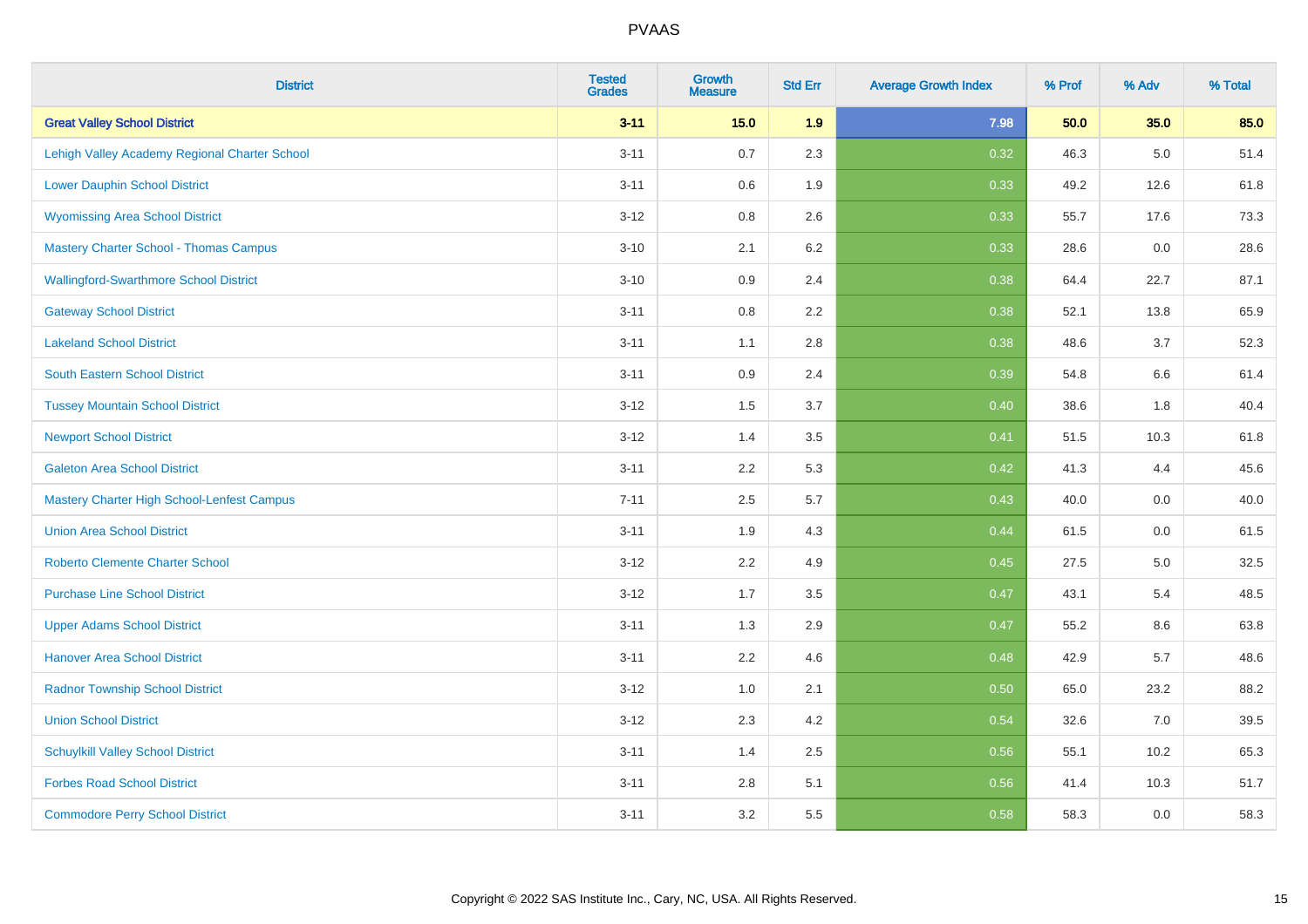| District | Tested Grades | Growth Measure | Std Err | Average Growth Index | % Prof | % Adv | % Total |
|---|---|---|---|---|---|---|---|
| **Great Valley School District** | **3-11** | **15.0** | **1.9** | **7.98** | **50.0** | **35.0** | **85.0** |
| Lehigh Valley Academy Regional Charter School | 3-11 | 0.7 | 2.3 | 0.32 | 46.3 | 5.0 | 51.4 |
| Lower Dauphin School District | 3-11 | 0.6 | 1.9 | 0.33 | 49.2 | 12.6 | 61.8 |
| Wyomissing Area School District | 3-12 | 0.8 | 2.6 | 0.33 | 55.7 | 17.6 | 73.3 |
| Mastery Charter School - Thomas Campus | 3-10 | 2.1 | 6.2 | 0.33 | 28.6 | 0.0 | 28.6 |
| Wallingford-Swarthmore School District | 3-10 | 0.9 | 2.4 | 0.38 | 64.4 | 22.7 | 87.1 |
| Gateway School District | 3-11 | 0.8 | 2.2 | 0.38 | 52.1 | 13.8 | 65.9 |
| Lakeland School District | 3-11 | 1.1 | 2.8 | 0.38 | 48.6 | 3.7 | 52.3 |
| South Eastern School District | 3-11 | 0.9 | 2.4 | 0.39 | 54.8 | 6.6 | 61.4 |
| Tussey Mountain School District | 3-12 | 1.5 | 3.7 | 0.40 | 38.6 | 1.8 | 40.4 |
| Newport School District | 3-12 | 1.4 | 3.5 | 0.41 | 51.5 | 10.3 | 61.8 |
| Galeton Area School District | 3-11 | 2.2 | 5.3 | 0.42 | 41.3 | 4.4 | 45.6 |
| Mastery Charter High School-Lenfest Campus | 7-11 | 2.5 | 5.7 | 0.43 | 40.0 | 0.0 | 40.0 |
| Union Area School District | 3-11 | 1.9 | 4.3 | 0.44 | 61.5 | 0.0 | 61.5 |
| Roberto Clemente Charter School | 3-12 | 2.2 | 4.9 | 0.45 | 27.5 | 5.0 | 32.5 |
| Purchase Line School District | 3-12 | 1.7 | 3.5 | 0.47 | 43.1 | 5.4 | 48.5 |
| Upper Adams School District | 3-11 | 1.3 | 2.9 | 0.47 | 55.2 | 8.6 | 63.8 |
| Hanover Area School District | 3-11 | 2.2 | 4.6 | 0.48 | 42.9 | 5.7 | 48.6 |
| Radnor Township School District | 3-12 | 1.0 | 2.1 | 0.50 | 65.0 | 23.2 | 88.2 |
| Union School District | 3-12 | 2.3 | 4.2 | 0.54 | 32.6 | 7.0 | 39.5 |
| Schuylkill Valley School District | 3-11 | 1.4 | 2.5 | 0.56 | 55.1 | 10.2 | 65.3 |
| Forbes Road School District | 3-11 | 2.8 | 5.1 | 0.56 | 41.4 | 10.3 | 51.7 |
| Commodore Perry School District | 3-11 | 3.2 | 5.5 | 0.58 | 58.3 | 0.0 | 58.3 |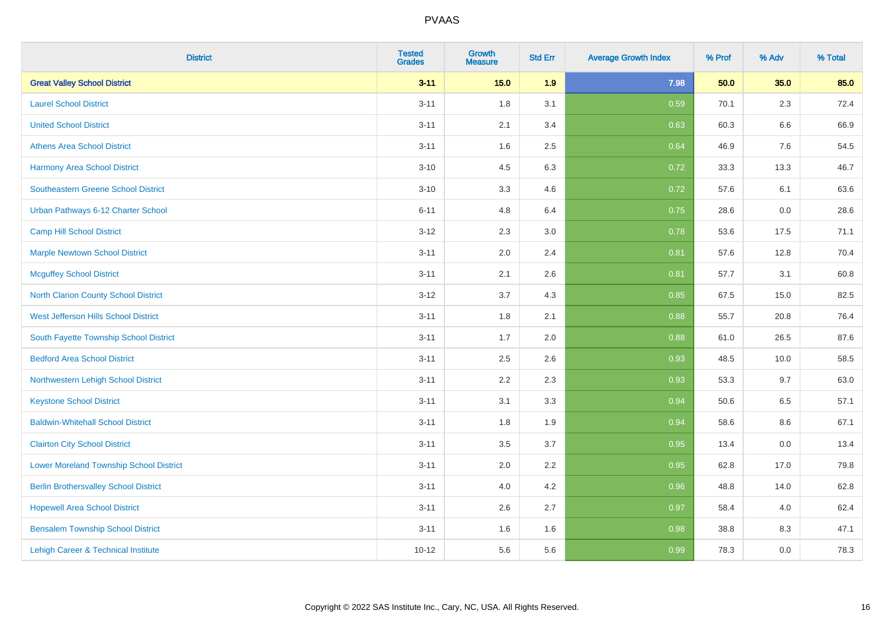# PVAAS

| District | Tested Grades | Growth Measure | Std Err | Average Growth Index | % Prof | % Adv | % Total |
|---|---|---|---|---|---|---|---|
| **Great Valley School District** | **3-11** | **15.0** | **1.9** | **7.98** | **50.0** | **35.0** | **85.0** |
| Laurel School District | 3-11 | 1.8 | 3.1 | 0.59 | 70.1 | 2.3 | 72.4 |
| United School District | 3-11 | 2.1 | 3.4 | 0.63 | 60.3 | 6.6 | 66.9 |
| Athens Area School District | 3-11 | 1.6 | 2.5 | 0.64 | 46.9 | 7.6 | 54.5 |
| Harmony Area School District | 3-10 | 4.5 | 6.3 | 0.72 | 33.3 | 13.3 | 46.7 |
| Southeastern Greene School District | 3-10 | 3.3 | 4.6 | 0.72 | 57.6 | 6.1 | 63.6 |
| Urban Pathways 6-12 Charter School | 6-11 | 4.8 | 6.4 | 0.75 | 28.6 | 0.0 | 28.6 |
| Camp Hill School District | 3-12 | 2.3 | 3.0 | 0.78 | 53.6 | 17.5 | 71.1 |
| Marple Newtown School District | 3-11 | 2.0 | 2.4 | 0.81 | 57.6 | 12.8 | 70.4 |
| Mcguffey School District | 3-11 | 2.1 | 2.6 | 0.81 | 57.7 | 3.1 | 60.8 |
| North Clarion County School District | 3-12 | 3.7 | 4.3 | 0.85 | 67.5 | 15.0 | 82.5 |
| West Jefferson Hills School District | 3-11 | 1.8 | 2.1 | 0.88 | 55.7 | 20.8 | 76.4 |
| South Fayette Township School District | 3-11 | 1.7 | 2.0 | 0.88 | 61.0 | 26.5 | 87.6 |
| Bedford Area School District | 3-11 | 2.5 | 2.6 | 0.93 | 48.5 | 10.0 | 58.5 |
| Northwestern Lehigh School District | 3-11 | 2.2 | 2.3 | 0.93 | 53.3 | 9.7 | 63.0 |
| Keystone School District | 3-11 | 3.1 | 3.3 | 0.94 | 50.6 | 6.5 | 57.1 |
| Baldwin-Whitehall School District | 3-11 | 1.8 | 1.9 | 0.94 | 58.6 | 8.6 | 67.1 |
| Clairton City School District | 3-11 | 3.5 | 3.7 | 0.95 | 13.4 | 0.0 | 13.4 |
| Lower Moreland Township School District | 3-11 | 2.0 | 2.2 | 0.95 | 62.8 | 17.0 | 79.8 |
| Berlin Brothersvalley School District | 3-11 | 4.0 | 4.2 | 0.96 | 48.8 | 14.0 | 62.8 |
| Hopewell Area School District | 3-11 | 2.6 | 2.7 | 0.97 | 58.4 | 4.0 | 62.4 |
| Bensalem Township School District | 3-11 | 1.6 | 1.6 | 0.98 | 38.8 | 8.3 | 47.1 |
| Lehigh Career & Technical Institute | 10-12 | 5.6 | 5.6 | 0.99 | 78.3 | 0.0 | 78.3 |

Copyright © 2022 SAS Institute Inc., Cary, NC, USA. All Rights Reserved.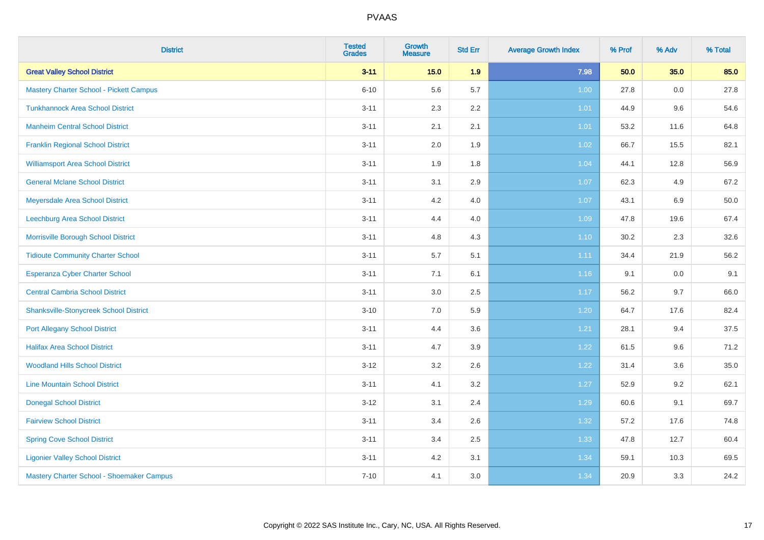| District | Tested Grades | Growth Measure | Std Err | Average Growth Index | % Prof | % Adv | % Total |
|---|---|---|---|---|---|---|---|
| **Great Valley School District** | **3-11** | **15.0** | **1.9** | **7.98** | **50.0** | **35.0** | **85.0** |
| Mastery Charter School - Pickett Campus | 6-10 | 5.6 | 5.7 | 1.00 | 27.8 | 0.0 | 27.8 |
| Tunkhannock Area School District | 3-11 | 2.3 | 2.2 | 1.01 | 44.9 | 9.6 | 54.6 |
| Manheim Central School District | 3-11 | 2.1 | 2.1 | 1.01 | 53.2 | 11.6 | 64.8 |
| Franklin Regional School District | 3-11 | 2.0 | 1.9 | 1.02 | 66.7 | 15.5 | 82.1 |
| Williamsport Area School District | 3-11 | 1.9 | 1.8 | 1.04 | 44.1 | 12.8 | 56.9 |
| General Mclane School District | 3-11 | 3.1 | 2.9 | 1.07 | 62.3 | 4.9 | 67.2 |
| Meyersdale Area School District | 3-11 | 4.2 | 4.0 | 1.07 | 43.1 | 6.9 | 50.0 |
| Leechburg Area School District | 3-11 | 4.4 | 4.0 | 1.09 | 47.8 | 19.6 | 67.4 |
| Morrisville Borough School District | 3-11 | 4.8 | 4.3 | 1.10 | 30.2 | 2.3 | 32.6 |
| Tidioute Community Charter School | 3-11 | 5.7 | 5.1 | 1.11 | 34.4 | 21.9 | 56.2 |
| Esperanza Cyber Charter School | 3-11 | 7.1 | 6.1 | 1.16 | 9.1 | 0.0 | 9.1 |
| Central Cambria School District | 3-11 | 3.0 | 2.5 | 1.17 | 56.2 | 9.7 | 66.0 |
| Shanksville-Stonycreek School District | 3-10 | 7.0 | 5.9 | 1.20 | 64.7 | 17.6 | 82.4 |
| Port Allegany School District | 3-11 | 4.4 | 3.6 | 1.21 | 28.1 | 9.4 | 37.5 |
| Halifax Area School District | 3-11 | 4.7 | 3.9 | 1.22 | 61.5 | 9.6 | 71.2 |
| Woodland Hills School District | 3-12 | 3.2 | 2.6 | 1.22 | 31.4 | 3.6 | 35.0 |
| Line Mountain School District | 3-11 | 4.1 | 3.2 | 1.27 | 52.9 | 9.2 | 62.1 |
| Donegal School District | 3-12 | 3.1 | 2.4 | 1.29 | 60.6 | 9.1 | 69.7 |
| Fairview School District | 3-11 | 3.4 | 2.6 | 1.32 | 57.2 | 17.6 | 74.8 |
| Spring Cove School District | 3-11 | 3.4 | 2.5 | 1.33 | 47.8 | 12.7 | 60.4 |
| Ligonier Valley School District | 3-11 | 4.2 | 3.1 | 1.34 | 59.1 | 10.3 | 69.5 |
| Mastery Charter School - Shoemaker Campus | 7-10 | 4.1 | 3.0 | 1.34 | 20.9 | 3.3 | 24.2 |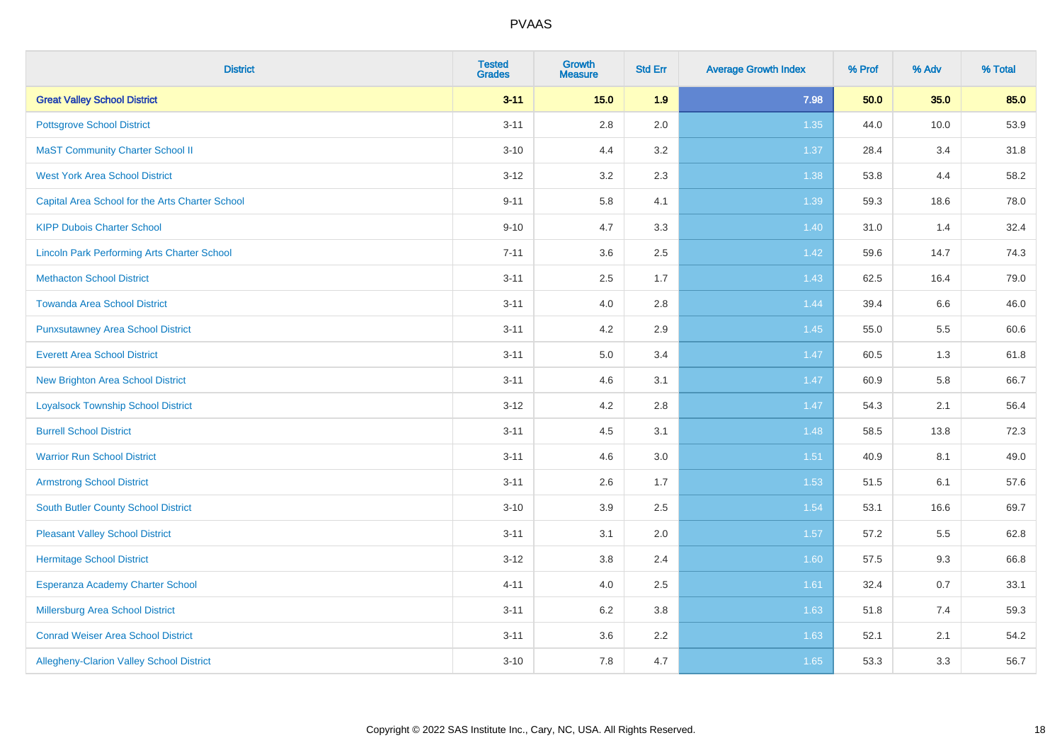| District | Tested Grades | Growth Measure | Std Err | Average Growth Index | % Prof | % Adv | % Total |
|---|---|---|---|---|---|---|---|
| **Great Valley School District** | **3-11** | **15.0** | **1.9** | **7.98** | **50.0** | **35.0** | **85.0** |
| Pottsgrove School District | 3-11 | 2.8 | 2.0 | 1.35 | 44.0 | 10.0 | 53.9 |
| MaST Community Charter School II | 3-10 | 4.4 | 3.2 | 1.37 | 28.4 | 3.4 | 31.8 |
| West York Area School District | 3-12 | 3.2 | 2.3 | 1.38 | 53.8 | 4.4 | 58.2 |
| Capital Area School for the Arts Charter School | 9-11 | 5.8 | 4.1 | 1.39 | 59.3 | 18.6 | 78.0 |
| KIPP Dubois Charter School | 9-10 | 4.7 | 3.3 | 1.40 | 31.0 | 1.4 | 32.4 |
| Lincoln Park Performing Arts Charter School | 7-11 | 3.6 | 2.5 | 1.42 | 59.6 | 14.7 | 74.3 |
| Methacton School District | 3-11 | 2.5 | 1.7 | 1.43 | 62.5 | 16.4 | 79.0 |
| Towanda Area School District | 3-11 | 4.0 | 2.8 | 1.44 | 39.4 | 6.6 | 46.0 |
| Punxsutawney Area School District | 3-11 | 4.2 | 2.9 | 1.45 | 55.0 | 5.5 | 60.6 |
| Everett Area School District | 3-11 | 5.0 | 3.4 | 1.47 | 60.5 | 1.3 | 61.8 |
| New Brighton Area School District | 3-11 | 4.6 | 3.1 | 1.47 | 60.9 | 5.8 | 66.7 |
| Loyalsock Township School District | 3-12 | 4.2 | 2.8 | 1.47 | 54.3 | 2.1 | 56.4 |
| Burrell School District | 3-11 | 4.5 | 3.1 | 1.48 | 58.5 | 13.8 | 72.3 |
| Warrior Run School District | 3-11 | 4.6 | 3.0 | 1.51 | 40.9 | 8.1 | 49.0 |
| Armstrong School District | 3-11 | 2.6 | 1.7 | 1.53 | 51.5 | 6.1 | 57.6 |
| South Butler County School District | 3-10 | 3.9 | 2.5 | 1.54 | 53.1 | 16.6 | 69.7 |
| Pleasant Valley School District | 3-11 | 3.1 | 2.0 | 1.57 | 57.2 | 5.5 | 62.8 |
| Hermitage School District | 3-12 | 3.8 | 2.4 | 1.60 | 57.5 | 9.3 | 66.8 |
| Esperanza Academy Charter School | 4-11 | 4.0 | 2.5 | 1.61 | 32.4 | 0.7 | 33.1 |
| Millersburg Area School District | 3-11 | 6.2 | 3.8 | 1.63 | 51.8 | 7.4 | 59.3 |
| Conrad Weiser Area School District | 3-11 | 3.6 | 2.2 | 1.63 | 52.1 | 2.1 | 54.2 |
| Allegheny-Clarion Valley School District | 3-10 | 7.8 | 4.7 | 1.65 | 53.3 | 3.3 | 56.7 |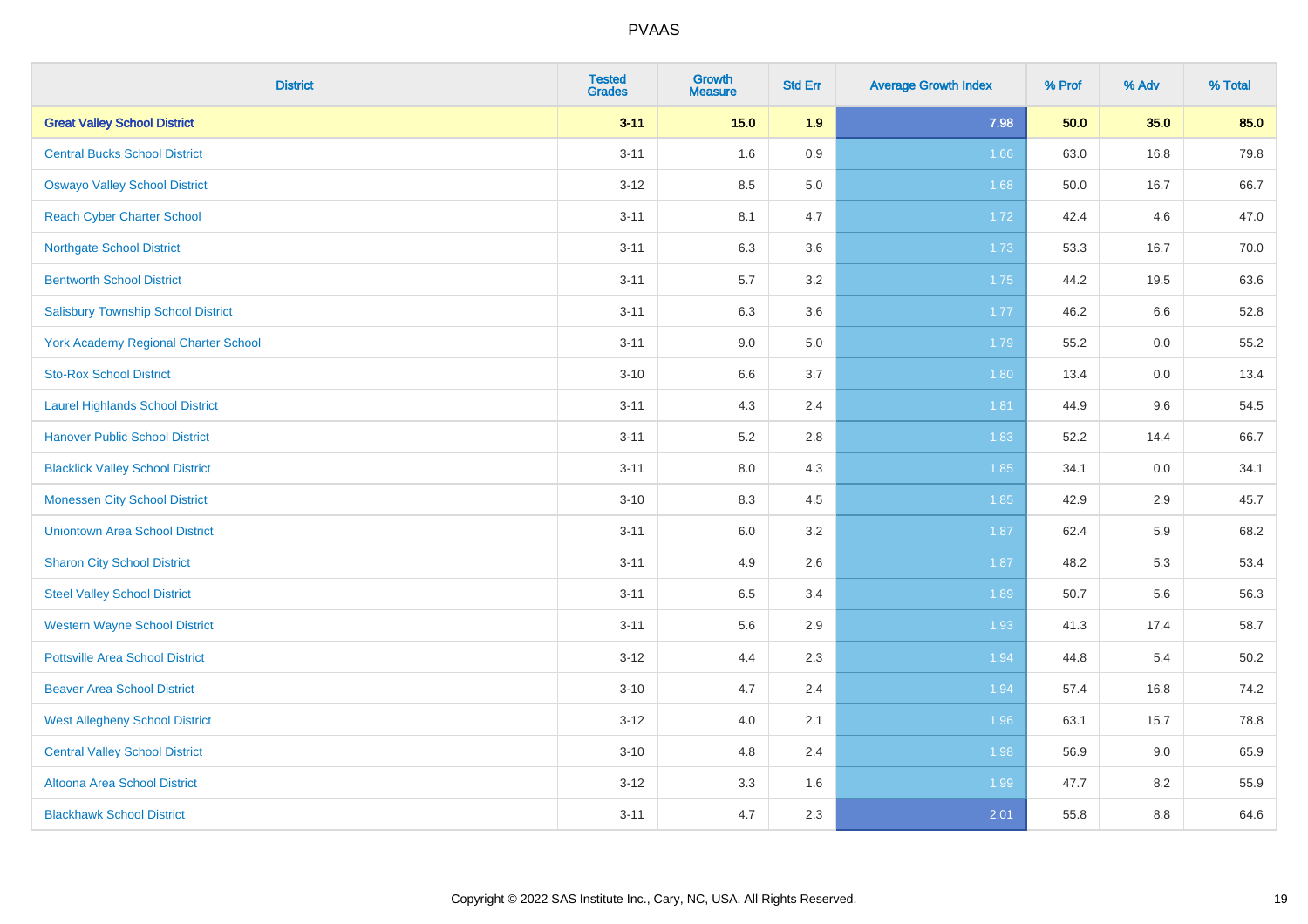# PVAAS

| District | Tested Grades | Growth Measure | Std Err | Average Growth Index | % Prof | % Adv | % Total |
|---|---|---|---|---|---|---|---|
| **Great Valley School District** | **3-11** | **15.0** | **1.9** | **7.98** | **50.0** | **35.0** | **85.0** |
| Central Bucks School District | 3-11 | 1.6 | 0.9 | 1.66 | 63.0 | 16.8 | 79.8 |
| Oswayo Valley School District | 3-12 | 8.5 | 5.0 | 1.68 | 50.0 | 16.7 | 66.7 |
| Reach Cyber Charter School | 3-11 | 8.1 | 4.7 | 1.72 | 42.4 | 4.6 | 47.0 |
| Northgate School District | 3-11 | 6.3 | 3.6 | 1.73 | 53.3 | 16.7 | 70.0 |
| Bentworth School District | 3-11 | 5.7 | 3.2 | 1.75 | 44.2 | 19.5 | 63.6 |
| Salisbury Township School District | 3-11 | 6.3 | 3.6 | 1.77 | 46.2 | 6.6 | 52.8 |
| York Academy Regional Charter School | 3-11 | 9.0 | 5.0 | 1.79 | 55.2 | 0.0 | 55.2 |
| Sto-Rox School District | 3-10 | 6.6 | 3.7 | 1.80 | 13.4 | 0.0 | 13.4 |
| Laurel Highlands School District | 3-11 | 4.3 | 2.4 | 1.81 | 44.9 | 9.6 | 54.5 |
| Hanover Public School District | 3-11 | 5.2 | 2.8 | 1.83 | 52.2 | 14.4 | 66.7 |
| Blacklick Valley School District | 3-11 | 8.0 | 4.3 | 1.85 | 34.1 | 0.0 | 34.1 |
| Monessen City School District | 3-10 | 8.3 | 4.5 | 1.85 | 42.9 | 2.9 | 45.7 |
| Uniontown Area School District | 3-11 | 6.0 | 3.2 | 1.87 | 62.4 | 5.9 | 68.2 |
| Sharon City School District | 3-11 | 4.9 | 2.6 | 1.87 | 48.2 | 5.3 | 53.4 |
| Steel Valley School District | 3-11 | 6.5 | 3.4 | 1.89 | 50.7 | 5.6 | 56.3 |
| Western Wayne School District | 3-11 | 5.6 | 2.9 | 1.93 | 41.3 | 17.4 | 58.7 |
| Pottsville Area School District | 3-12 | 4.4 | 2.3 | 1.94 | 44.8 | 5.4 | 50.2 |
| Beaver Area School District | 3-10 | 4.7 | 2.4 | 1.94 | 57.4 | 16.8 | 74.2 |
| West Allegheny School District | 3-12 | 4.0 | 2.1 | 1.96 | 63.1 | 15.7 | 78.8 |
| Central Valley School District | 3-10 | 4.8 | 2.4 | 1.98 | 56.9 | 9.0 | 65.9 |
| Altoona Area School District | 3-12 | 3.3 | 1.6 | 1.99 | 47.7 | 8.2 | 55.9 |
| Blackhawk School District | 3-11 | 4.7 | 2.3 | 2.01 | 55.8 | 8.8 | 64.6 |

Copyright © 2022 SAS Institute Inc., Cary, NC, USA. All Rights Reserved.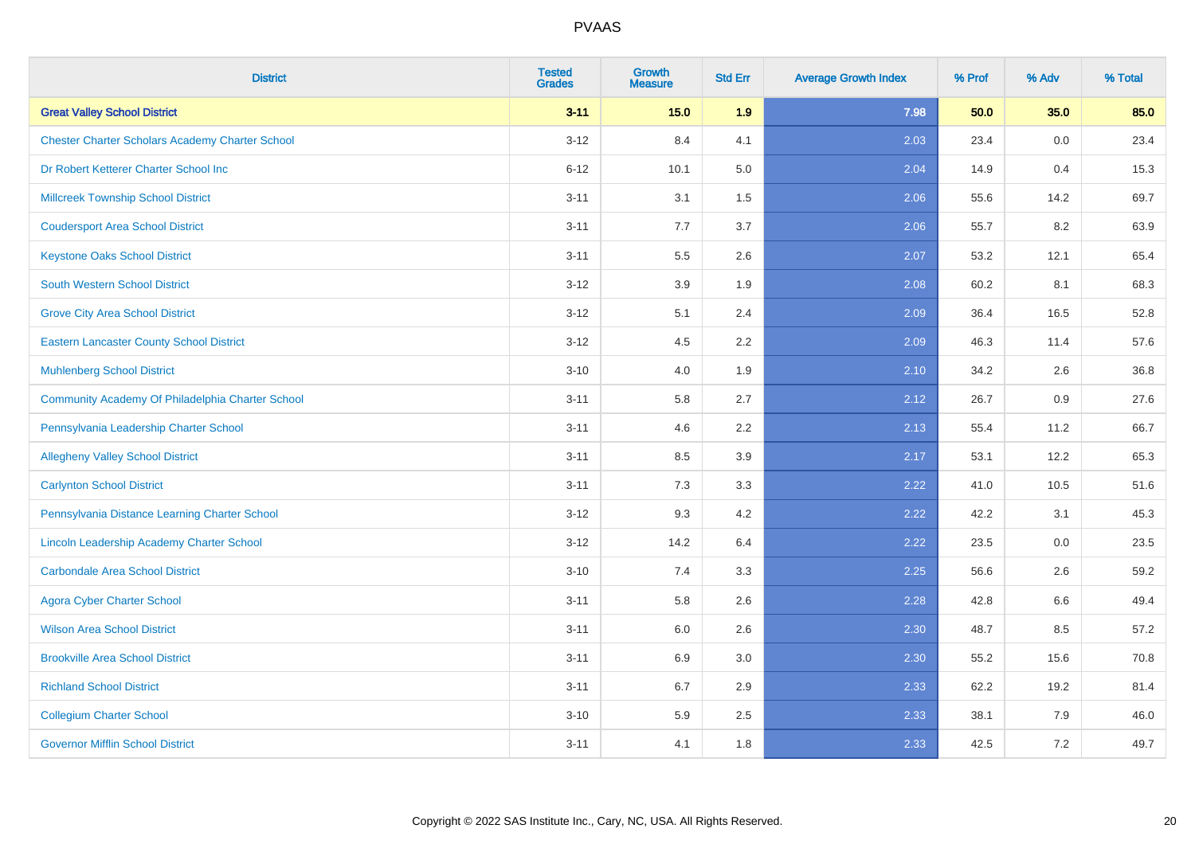| District | Tested Grades | Growth Measure | Std Err | Average Growth Index | % Prof | % Adv | % Total |
|---|---|---|---|---|---|---|---|
| **Great Valley School District** | **3-11** | **15.0** | **1.9** | **7.98** | **50.0** | **35.0** | **85.0** |
| Chester Charter Scholars Academy Charter School | 3-12 | 8.4 | 4.1 | 2.03 | 23.4 | 0.0 | 23.4 |
| Dr Robert Ketterer Charter School Inc | 6-12 | 10.1 | 5.0 | 2.04 | 14.9 | 0.4 | 15.3 |
| Millcreek Township School District | 3-11 | 3.1 | 1.5 | 2.06 | 55.6 | 14.2 | 69.7 |
| Coudersport Area School District | 3-11 | 7.7 | 3.7 | 2.06 | 55.7 | 8.2 | 63.9 |
| Keystone Oaks School District | 3-11 | 5.5 | 2.6 | 2.07 | 53.2 | 12.1 | 65.4 |
| South Western School District | 3-12 | 3.9 | 1.9 | 2.08 | 60.2 | 8.1 | 68.3 |
| Grove City Area School District | 3-12 | 5.1 | 2.4 | 2.09 | 36.4 | 16.5 | 52.8 |
| Eastern Lancaster County School District | 3-12 | 4.5 | 2.2 | 2.09 | 46.3 | 11.4 | 57.6 |
| Muhlenberg School District | 3-10 | 4.0 | 1.9 | 2.10 | 34.2 | 2.6 | 36.8 |
| Community Academy Of Philadelphia Charter School | 3-11 | 5.8 | 2.7 | 2.12 | 26.7 | 0.9 | 27.6 |
| Pennsylvania Leadership Charter School | 3-11 | 4.6 | 2.2 | 2.13 | 55.4 | 11.2 | 66.7 |
| Allegheny Valley School District | 3-11 | 8.5 | 3.9 | 2.17 | 53.1 | 12.2 | 65.3 |
| Carlynton School District | 3-11 | 7.3 | 3.3 | 2.22 | 41.0 | 10.5 | 51.6 |
| Pennsylvania Distance Learning Charter School | 3-12 | 9.3 | 4.2 | 2.22 | 42.2 | 3.1 | 45.3 |
| Lincoln Leadership Academy Charter School | 3-12 | 14.2 | 6.4 | 2.22 | 23.5 | 0.0 | 23.5 |
| Carbondale Area School District | 3-10 | 7.4 | 3.3 | 2.25 | 56.6 | 2.6 | 59.2 |
| Agora Cyber Charter School | 3-11 | 5.8 | 2.6 | 2.28 | 42.8 | 6.6 | 49.4 |
| Wilson Area School District | 3-11 | 6.0 | 2.6 | 2.30 | 48.7 | 8.5 | 57.2 |
| Brookville Area School District | 3-11 | 6.9 | 3.0 | 2.30 | 55.2 | 15.6 | 70.8 |
| Richland School District | 3-11 | 6.7 | 2.9 | 2.33 | 62.2 | 19.2 | 81.4 |
| Collegium Charter School | 3-10 | 5.9 | 2.5 | 2.33 | 38.1 | 7.9 | 46.0 |
| Governor Mifflin School District | 3-11 | 4.1 | 1.8 | 2.33 | 42.5 | 7.2 | 49.7 |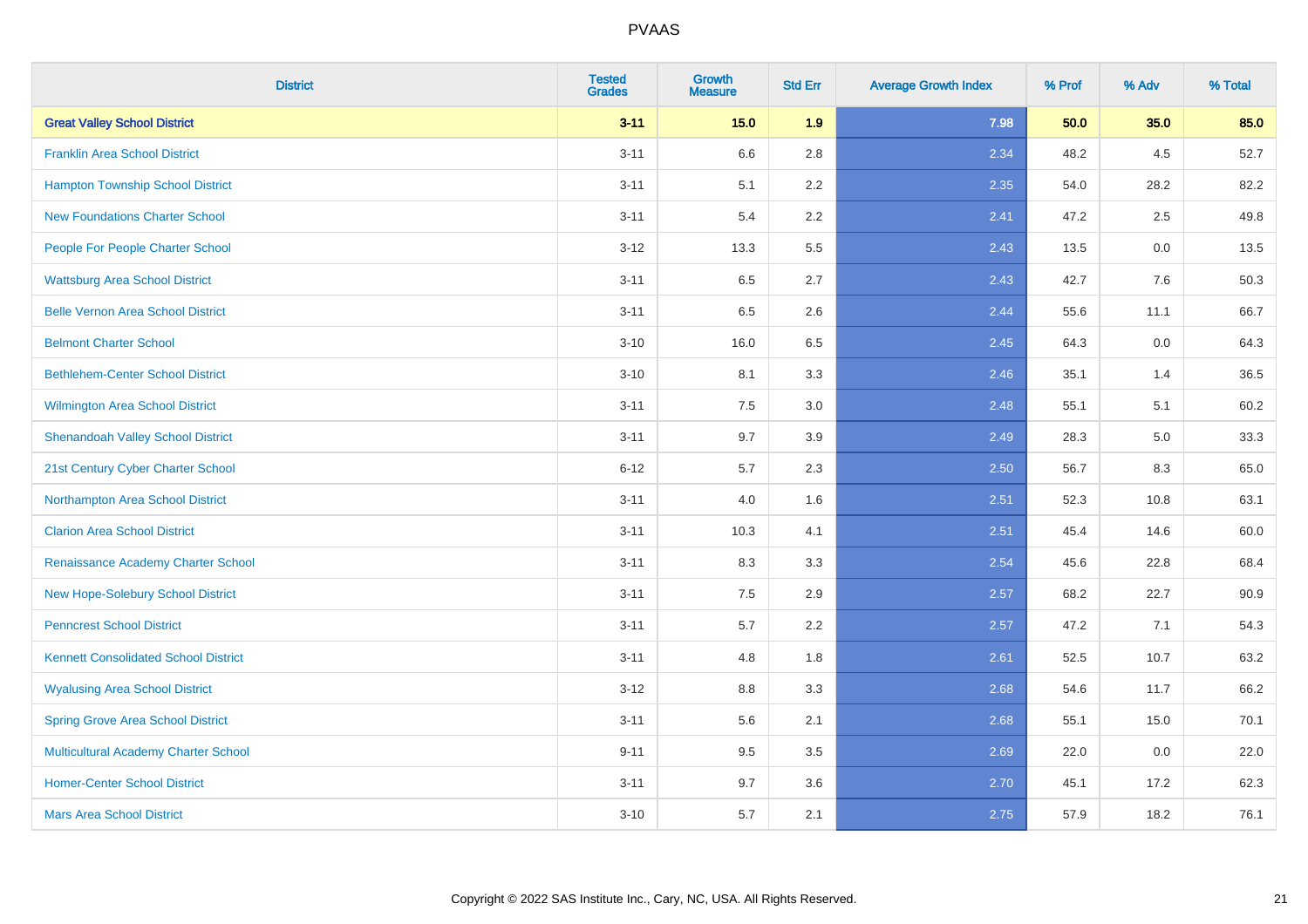# PVAAS

| District | Tested Grades | Growth Measure | Std Err | Average Growth Index | % Prof | % Adv | % Total |
|---|---|---|---|---|---|---|---|
| **Great Valley School District** | **3-11** | **15.0** | **1.9** | **7.98** | **50.0** | **35.0** | **85.0** |
| Franklin Area School District | 3-11 | 6.6 | 2.8 | 2.34 | 48.2 | 4.5 | 52.7 |
| Hampton Township School District | 3-11 | 5.1 | 2.2 | 2.35 | 54.0 | 28.2 | 82.2 |
| New Foundations Charter School | 3-11 | 5.4 | 2.2 | 2.41 | 47.2 | 2.5 | 49.8 |
| People For People Charter School | 3-12 | 13.3 | 5.5 | 2.43 | 13.5 | 0.0 | 13.5 |
| Wattsburg Area School District | 3-11 | 6.5 | 2.7 | 2.43 | 42.7 | 7.6 | 50.3 |
| Belle Vernon Area School District | 3-11 | 6.5 | 2.6 | 2.44 | 55.6 | 11.1 | 66.7 |
| Belmont Charter School | 3-10 | 16.0 | 6.5 | 2.45 | 64.3 | 0.0 | 64.3 |
| Bethlehem-Center School District | 3-10 | 8.1 | 3.3 | 2.46 | 35.1 | 1.4 | 36.5 |
| Wilmington Area School District | 3-11 | 7.5 | 3.0 | 2.48 | 55.1 | 5.1 | 60.2 |
| Shenandoah Valley School District | 3-11 | 9.7 | 3.9 | 2.49 | 28.3 | 5.0 | 33.3 |
| 21st Century Cyber Charter School | 6-12 | 5.7 | 2.3 | 2.50 | 56.7 | 8.3 | 65.0 |
| Northampton Area School District | 3-11 | 4.0 | 1.6 | 2.51 | 52.3 | 10.8 | 63.1 |
| Clarion Area School District | 3-11 | 10.3 | 4.1 | 2.51 | 45.4 | 14.6 | 60.0 |
| Renaissance Academy Charter School | 3-11 | 8.3 | 3.3 | 2.54 | 45.6 | 22.8 | 68.4 |
| New Hope-Solebury School District | 3-11 | 7.5 | 2.9 | 2.57 | 68.2 | 22.7 | 90.9 |
| Penncrest School District | 3-11 | 5.7 | 2.2 | 2.57 | 47.2 | 7.1 | 54.3 |
| Kennett Consolidated School District | 3-11 | 4.8 | 1.8 | 2.61 | 52.5 | 10.7 | 63.2 |
| Wyalusing Area School District | 3-12 | 8.8 | 3.3 | 2.68 | 54.6 | 11.7 | 66.2 |
| Spring Grove Area School District | 3-11 | 5.6 | 2.1 | 2.68 | 55.1 | 15.0 | 70.1 |
| Multicultural Academy Charter School | 9-11 | 9.5 | 3.5 | 2.69 | 22.0 | 0.0 | 22.0 |
| Homer-Center School District | 3-11 | 9.7 | 3.6 | 2.70 | 45.1 | 17.2 | 62.3 |
| Mars Area School District | 3-10 | 5.7 | 2.1 | 2.75 | 57.9 | 18.2 | 76.1 |

Copyright © 2022 SAS Institute Inc., Cary, NC, USA. All Rights Reserved.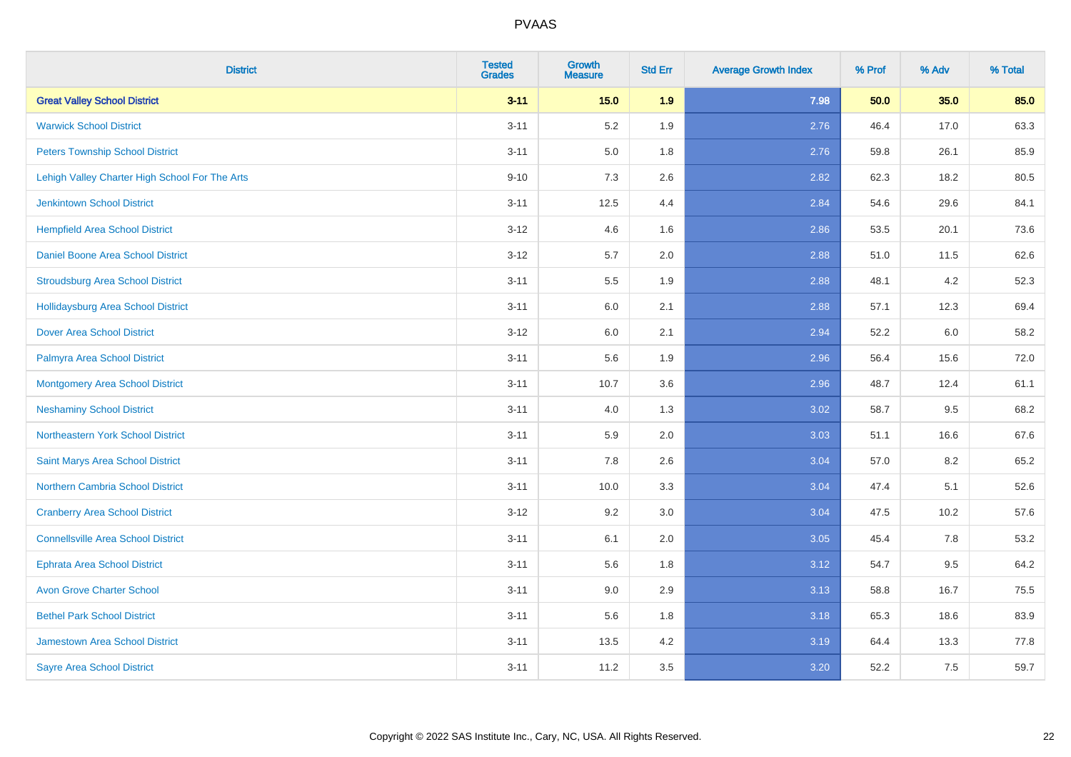# PVAAS

| District | Tested Grades | Growth Measure | Std Err | Average Growth Index | % Prof | % Adv | % Total |
|---|---|---|---|---|---|---|---|
| **Great Valley School District** | **3-11** | **15.0** | **1.9** | **7.98** | **50.0** | **35.0** | **85.0** |
| Warwick School District | 3-11 | 5.2 | 1.9 | 2.76 | 46.4 | 17.0 | 63.3 |
| Peters Township School District | 3-11 | 5.0 | 1.8 | 2.76 | 59.8 | 26.1 | 85.9 |
| Lehigh Valley Charter High School For The Arts | 9-10 | 7.3 | 2.6 | 2.82 | 62.3 | 18.2 | 80.5 |
| Jenkintown School District | 3-11 | 12.5 | 4.4 | 2.84 | 54.6 | 29.6 | 84.1 |
| Hempfield Area School District | 3-12 | 4.6 | 1.6 | 2.86 | 53.5 | 20.1 | 73.6 |
| Daniel Boone Area School District | 3-12 | 5.7 | 2.0 | 2.88 | 51.0 | 11.5 | 62.6 |
| Stroudsburg Area School District | 3-11 | 5.5 | 1.9 | 2.88 | 48.1 | 4.2 | 52.3 |
| Hollidaysburg Area School District | 3-11 | 6.0 | 2.1 | 2.88 | 57.1 | 12.3 | 69.4 |
| Dover Area School District | 3-12 | 6.0 | 2.1 | 2.94 | 52.2 | 6.0 | 58.2 |
| Palmyra Area School District | 3-11 | 5.6 | 1.9 | 2.96 | 56.4 | 15.6 | 72.0 |
| Montgomery Area School District | 3-11 | 10.7 | 3.6 | 2.96 | 48.7 | 12.4 | 61.1 |
| Neshaminy School District | 3-11 | 4.0 | 1.3 | 3.02 | 58.7 | 9.5 | 68.2 |
| Northeastern York School District | 3-11 | 5.9 | 2.0 | 3.03 | 51.1 | 16.6 | 67.6 |
| Saint Marys Area School District | 3-11 | 7.8 | 2.6 | 3.04 | 57.0 | 8.2 | 65.2 |
| Northern Cambria School District | 3-11 | 10.0 | 3.3 | 3.04 | 47.4 | 5.1 | 52.6 |
| Cranberry Area School District | 3-12 | 9.2 | 3.0 | 3.04 | 47.5 | 10.2 | 57.6 |
| Connellsville Area School District | 3-11 | 6.1 | 2.0 | 3.05 | 45.4 | 7.8 | 53.2 |
| Ephrata Area School District | 3-11 | 5.6 | 1.8 | 3.12 | 54.7 | 9.5 | 64.2 |
| Avon Grove Charter School | 3-11 | 9.0 | 2.9 | 3.13 | 58.8 | 16.7 | 75.5 |
| Bethel Park School District | 3-11 | 5.6 | 1.8 | 3.18 | 65.3 | 18.6 | 83.9 |
| Jamestown Area School District | 3-11 | 13.5 | 4.2 | 3.19 | 64.4 | 13.3 | 77.8 |
| Sayre Area School District | 3-11 | 11.2 | 3.5 | 3.20 | 52.2 | 7.5 | 59.7 |

Copyright © 2022 SAS Institute Inc., Cary, NC, USA. All Rights Reserved.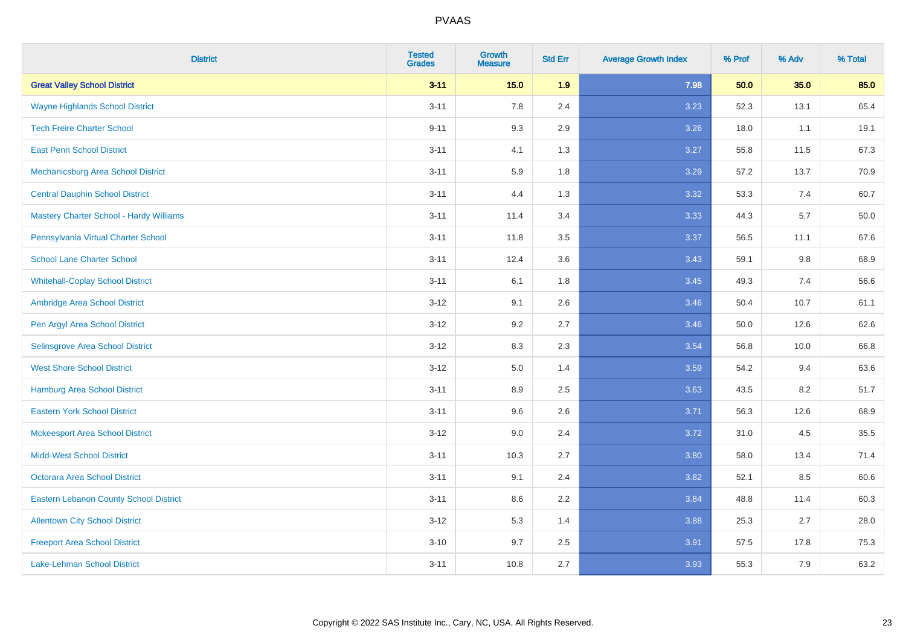| District | Tested Grades | Growth Measure | Std Err | Average Growth Index | % Prof | % Adv | % Total |
|---|---|---|---|---|---|---|---|
| **Great Valley School District** | **3-11** | **15.0** | **1.9** | **7.98** | **50.0** | **35.0** | **85.0** |
| Wayne Highlands School District | 3-11 | 7.8 | 2.4 | 3.23 | 52.3 | 13.1 | 65.4 |
| Tech Freire Charter School | 9-11 | 9.3 | 2.9 | 3.26 | 18.0 | 1.1 | 19.1 |
| East Penn School District | 3-11 | 4.1 | 1.3 | 3.27 | 55.8 | 11.5 | 67.3 |
| Mechanicsburg Area School District | 3-11 | 5.9 | 1.8 | 3.29 | 57.2 | 13.7 | 70.9 |
| Central Dauphin School District | 3-11 | 4.4 | 1.3 | 3.32 | 53.3 | 7.4 | 60.7 |
| Mastery Charter School - Hardy Williams | 3-11 | 11.4 | 3.4 | 3.33 | 44.3 | 5.7 | 50.0 |
| Pennsylvania Virtual Charter School | 3-11 | 11.8 | 3.5 | 3.37 | 56.5 | 11.1 | 67.6 |
| School Lane Charter School | 3-11 | 12.4 | 3.6 | 3.43 | 59.1 | 9.8 | 68.9 |
| Whitehall-Coplay School District | 3-11 | 6.1 | 1.8 | 3.45 | 49.3 | 7.4 | 56.6 |
| Ambridge Area School District | 3-12 | 9.1 | 2.6 | 3.46 | 50.4 | 10.7 | 61.1 |
| Pen Argyl Area School District | 3-12 | 9.2 | 2.7 | 3.46 | 50.0 | 12.6 | 62.6 |
| Selinsgrove Area School District | 3-12 | 8.3 | 2.3 | 3.54 | 56.8 | 10.0 | 66.8 |
| West Shore School District | 3-12 | 5.0 | 1.4 | 3.59 | 54.2 | 9.4 | 63.6 |
| Hamburg Area School District | 3-11 | 8.9 | 2.5 | 3.63 | 43.5 | 8.2 | 51.7 |
| Eastern York School District | 3-11 | 9.6 | 2.6 | 3.71 | 56.3 | 12.6 | 68.9 |
| Mckeesport Area School District | 3-12 | 9.0 | 2.4 | 3.72 | 31.0 | 4.5 | 35.5 |
| Midd-West School District | 3-11 | 10.3 | 2.7 | 3.80 | 58.0 | 13.4 | 71.4 |
| Octorara Area School District | 3-11 | 9.1 | 2.4 | 3.82 | 52.1 | 8.5 | 60.6 |
| Eastern Lebanon County School District | 3-11 | 8.6 | 2.2 | 3.84 | 48.8 | 11.4 | 60.3 |
| Allentown City School District | 3-12 | 5.3 | 1.4 | 3.88 | 25.3 | 2.7 | 28.0 |
| Freeport Area School District | 3-10 | 9.7 | 2.5 | 3.91 | 57.5 | 17.8 | 75.3 |
| Lake-Lehman School District | 3-11 | 10.8 | 2.7 | 3.93 | 55.3 | 7.9 | 63.2 |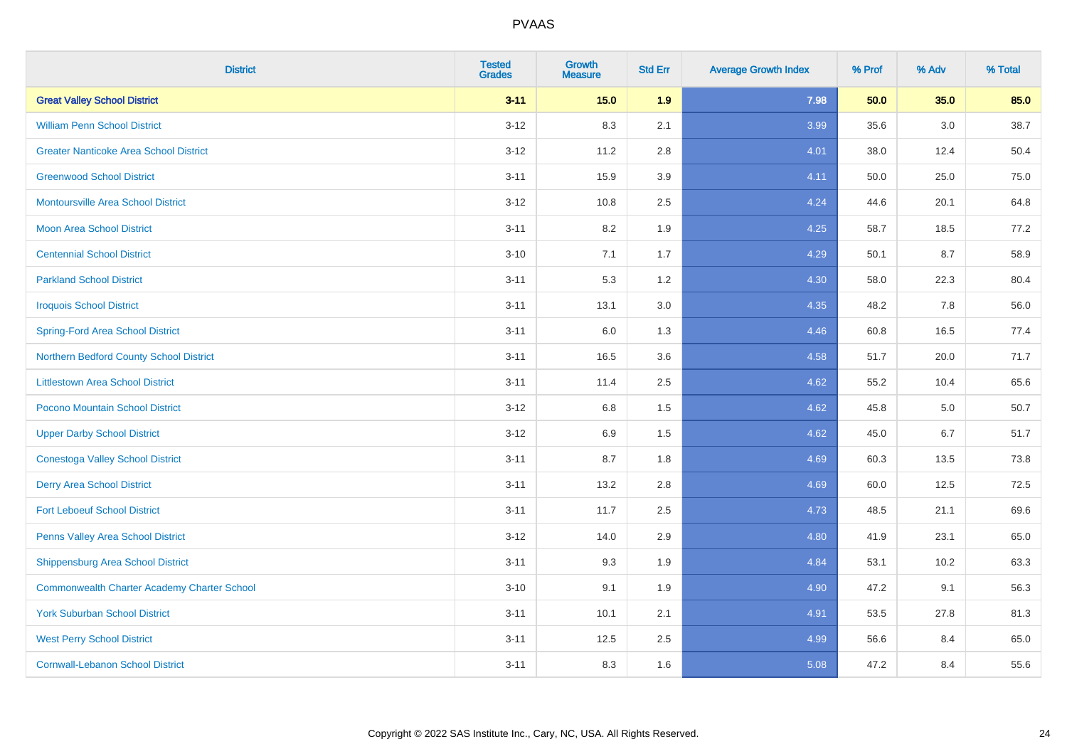# PVAAS

| District | Tested Grades | Growth Measure | Std Err | Average Growth Index | % Prof | % Adv | % Total |
|---|---|---|---|---|---|---|---|
| **Great Valley School District** | **3-11** | **15.0** | **1.9** | **7.98** | **50.0** | **35.0** | **85.0** |
| William Penn School District | 3-12 | 8.3 | 2.1 | 3.99 | 35.6 | 3.0 | 38.7 |
| Greater Nanticoke Area School District | 3-12 | 11.2 | 2.8 | 4.01 | 38.0 | 12.4 | 50.4 |
| Greenwood School District | 3-11 | 15.9 | 3.9 | 4.11 | 50.0 | 25.0 | 75.0 |
| Montoursville Area School District | 3-12 | 10.8 | 2.5 | 4.24 | 44.6 | 20.1 | 64.8 |
| Moon Area School District | 3-11 | 8.2 | 1.9 | 4.25 | 58.7 | 18.5 | 77.2 |
| Centennial School District | 3-10 | 7.1 | 1.7 | 4.29 | 50.1 | 8.7 | 58.9 |
| Parkland School District | 3-11 | 5.3 | 1.2 | 4.30 | 58.0 | 22.3 | 80.4 |
| Iroquois School District | 3-11 | 13.1 | 3.0 | 4.35 | 48.2 | 7.8 | 56.0 |
| Spring-Ford Area School District | 3-11 | 6.0 | 1.3 | 4.46 | 60.8 | 16.5 | 77.4 |
| Northern Bedford County School District | 3-11 | 16.5 | 3.6 | 4.58 | 51.7 | 20.0 | 71.7 |
| Littlestown Area School District | 3-11 | 11.4 | 2.5 | 4.62 | 55.2 | 10.4 | 65.6 |
| Pocono Mountain School District | 3-12 | 6.8 | 1.5 | 4.62 | 45.8 | 5.0 | 50.7 |
| Upper Darby School District | 3-12 | 6.9 | 1.5 | 4.62 | 45.0 | 6.7 | 51.7 |
| Conestoga Valley School District | 3-11 | 8.7 | 1.8 | 4.69 | 60.3 | 13.5 | 73.8 |
| Derry Area School District | 3-11 | 13.2 | 2.8 | 4.69 | 60.0 | 12.5 | 72.5 |
| Fort Leboeuf School District | 3-11 | 11.7 | 2.5 | 4.73 | 48.5 | 21.1 | 69.6 |
| Penns Valley Area School District | 3-12 | 14.0 | 2.9 | 4.80 | 41.9 | 23.1 | 65.0 |
| Shippensburg Area School District | 3-11 | 9.3 | 1.9 | 4.84 | 53.1 | 10.2 | 63.3 |
| Commonwealth Charter Academy Charter School | 3-10 | 9.1 | 1.9 | 4.90 | 47.2 | 9.1 | 56.3 |
| York Suburban School District | 3-11 | 10.1 | 2.1 | 4.91 | 53.5 | 27.8 | 81.3 |
| West Perry School District | 3-11 | 12.5 | 2.5 | 4.99 | 56.6 | 8.4 | 65.0 |
| Cornwall-Lebanon School District | 3-11 | 8.3 | 1.6 | 5.08 | 47.2 | 8.4 | 55.6 |

Copyright © 2022 SAS Institute Inc., Cary, NC, USA. All Rights Reserved.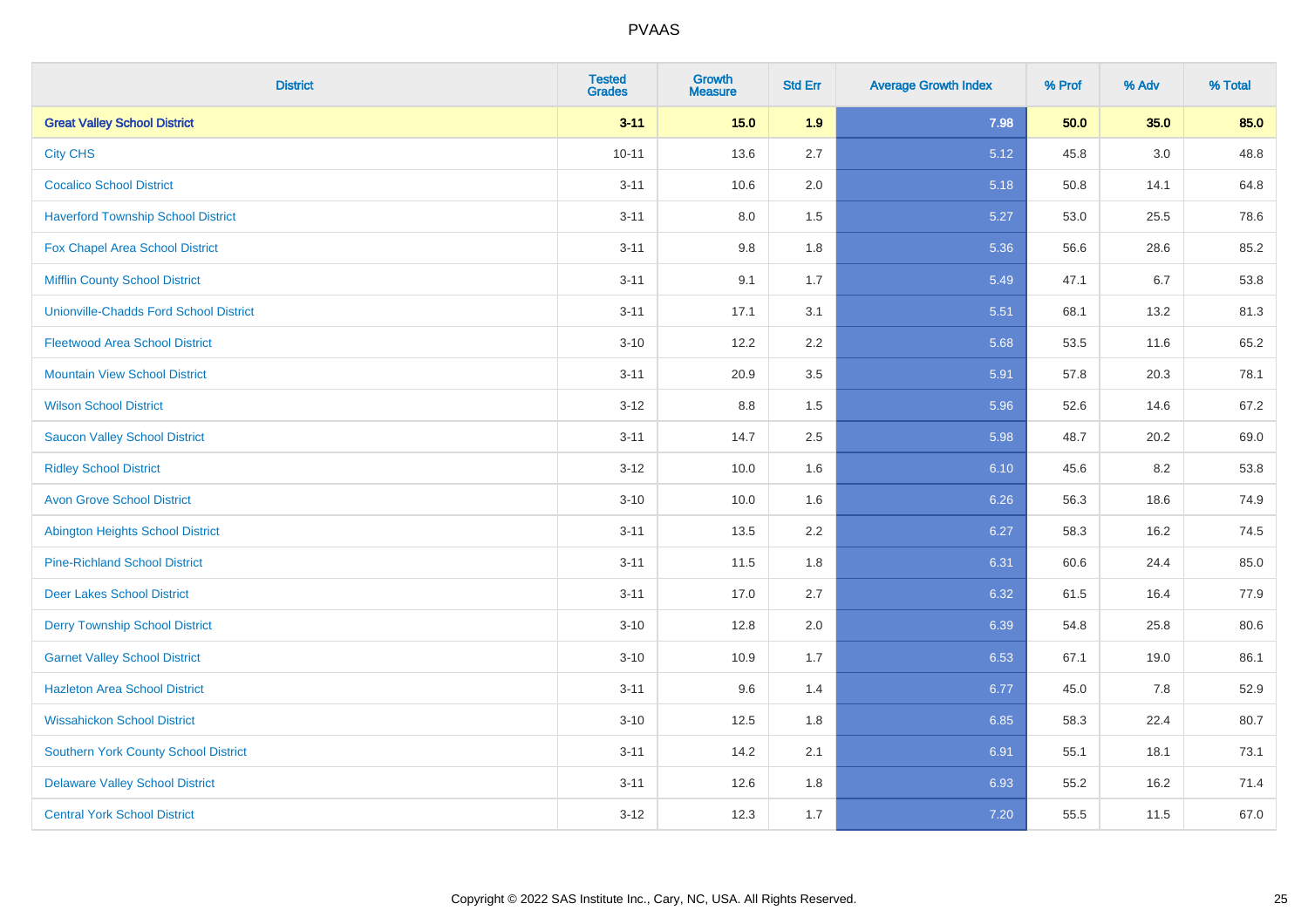# PVAAS

| District | Tested Grades | Growth Measure | Std Err | Average Growth Index | % Prof | % Adv | % Total |
|---|---|---|---|---|---|---|---|
| **Great Valley School District** | **3-11** | **15.0** | **1.9** | **7.98** | **50.0** | **35.0** | **85.0** |
| City CHS | 10-11 | 13.6 | 2.7 | 5.12 | 45.8 | 3.0 | 48.8 |
| Cocalico School District | 3-11 | 10.6 | 2.0 | 5.18 | 50.8 | 14.1 | 64.8 |
| Haverford Township School District | 3-11 | 8.0 | 1.5 | 5.27 | 53.0 | 25.5 | 78.6 |
| Fox Chapel Area School District | 3-11 | 9.8 | 1.8 | 5.36 | 56.6 | 28.6 | 85.2 |
| Mifflin County School District | 3-11 | 9.1 | 1.7 | 5.49 | 47.1 | 6.7 | 53.8 |
| Unionville-Chadds Ford School District | 3-11 | 17.1 | 3.1 | 5.51 | 68.1 | 13.2 | 81.3 |
| Fleetwood Area School District | 3-10 | 12.2 | 2.2 | 5.68 | 53.5 | 11.6 | 65.2 |
| Mountain View School District | 3-11 | 20.9 | 3.5 | 5.91 | 57.8 | 20.3 | 78.1 |
| Wilson School District | 3-12 | 8.8 | 1.5 | 5.96 | 52.6 | 14.6 | 67.2 |
| Saucon Valley School District | 3-11 | 14.7 | 2.5 | 5.98 | 48.7 | 20.2 | 69.0 |
| Ridley School District | 3-12 | 10.0 | 1.6 | 6.10 | 45.6 | 8.2 | 53.8 |
| Avon Grove School District | 3-10 | 10.0 | 1.6 | 6.26 | 56.3 | 18.6 | 74.9 |
| Abington Heights School District | 3-11 | 13.5 | 2.2 | 6.27 | 58.3 | 16.2 | 74.5 |
| Pine-Richland School District | 3-11 | 11.5 | 1.8 | 6.31 | 60.6 | 24.4 | 85.0 |
| Deer Lakes School District | 3-11 | 17.0 | 2.7 | 6.32 | 61.5 | 16.4 | 77.9 |
| Derry Township School District | 3-10 | 12.8 | 2.0 | 6.39 | 54.8 | 25.8 | 80.6 |
| Garnet Valley School District | 3-10 | 10.9 | 1.7 | 6.53 | 67.1 | 19.0 | 86.1 |
| Hazleton Area School District | 3-11 | 9.6 | 1.4 | 6.77 | 45.0 | 7.8 | 52.9 |
| Wissahickon School District | 3-10 | 12.5 | 1.8 | 6.85 | 58.3 | 22.4 | 80.7 |
| Southern York County School District | 3-11 | 14.2 | 2.1 | 6.91 | 55.1 | 18.1 | 73.1 |
| Delaware Valley School District | 3-11 | 12.6 | 1.8 | 6.93 | 55.2 | 16.2 | 71.4 |
| Central York School District | 3-12 | 12.3 | 1.7 | 7.20 | 55.5 | 11.5 | 67.0 |

Copyright © 2022 SAS Institute Inc., Cary, NC, USA. All Rights Reserved.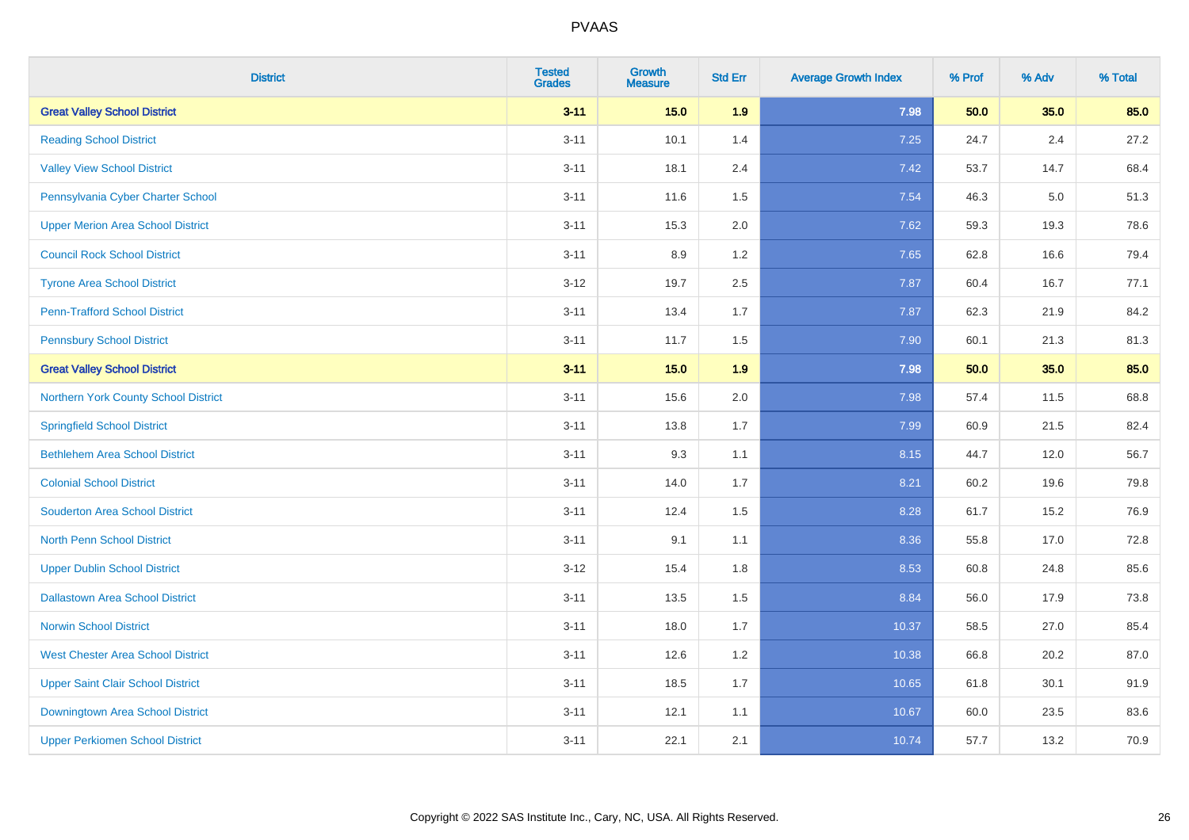# PVAAS

| District | Tested Grades | Growth Measure | Std Err | Average Growth Index | % Prof | % Adv | % Total |
|---|---|---|---|---|---|---|---|
| **Great Valley School District** | **3-11** | **15.0** | **1.9** | **7.98** | **50.0** | **35.0** | **85.0** |
| Reading School District | 3-11 | 10.1 | 1.4 | 7.25 | 24.7 | 2.4 | 27.2 |
| Valley View School District | 3-11 | 18.1 | 2.4 | 7.42 | 53.7 | 14.7 | 68.4 |
| Pennsylvania Cyber Charter School | 3-11 | 11.6 | 1.5 | 7.54 | 46.3 | 5.0 | 51.3 |
| Upper Merion Area School District | 3-11 | 15.3 | 2.0 | 7.62 | 59.3 | 19.3 | 78.6 |
| Council Rock School District | 3-11 | 8.9 | 1.2 | 7.65 | 62.8 | 16.6 | 79.4 |
| Tyrone Area School District | 3-12 | 19.7 | 2.5 | 7.87 | 60.4 | 16.7 | 77.1 |
| Penn-Trafford School District | 3-11 | 13.4 | 1.7 | 7.87 | 62.3 | 21.9 | 84.2 |
| Pennsbury School District | 3-11 | 11.7 | 1.5 | 7.90 | 60.1 | 21.3 | 81.3 |
| **Great Valley School District** | **3-11** | **15.0** | **1.9** | **7.98** | **50.0** | **35.0** | **85.0** |
| Northern York County School District | 3-11 | 15.6 | 2.0 | 7.98 | 57.4 | 11.5 | 68.8 |
| Springfield School District | 3-11 | 13.8 | 1.7 | 7.99 | 60.9 | 21.5 | 82.4 |
| Bethlehem Area School District | 3-11 | 9.3 | 1.1 | 8.15 | 44.7 | 12.0 | 56.7 |
| Colonial School District | 3-11 | 14.0 | 1.7 | 8.21 | 60.2 | 19.6 | 79.8 |
| Souderton Area School District | 3-11 | 12.4 | 1.5 | 8.28 | 61.7 | 15.2 | 76.9 |
| North Penn School District | 3-11 | 9.1 | 1.1 | 8.36 | 55.8 | 17.0 | 72.8 |
| Upper Dublin School District | 3-12 | 15.4 | 1.8 | 8.53 | 60.8 | 24.8 | 85.6 |
| Dallastown Area School District | 3-11 | 13.5 | 1.5 | 8.84 | 56.0 | 17.9 | 73.8 |
| Norwin School District | 3-11 | 18.0 | 1.7 | 10.37 | 58.5 | 27.0 | 85.4 |
| West Chester Area School District | 3-11 | 12.6 | 1.2 | 10.38 | 66.8 | 20.2 | 87.0 |
| Upper Saint Clair School District | 3-11 | 18.5 | 1.7 | 10.65 | 61.8 | 30.1 | 91.9 |
| Downingtown Area School District | 3-11 | 12.1 | 1.1 | 10.67 | 60.0 | 23.5 | 83.6 |
| Upper Perkiomen School District | 3-11 | 22.1 | 2.1 | 10.74 | 57.7 | 13.2 | 70.9 |

Copyright © 2022 SAS Institute Inc., Cary, NC, USA. All Rights Reserved.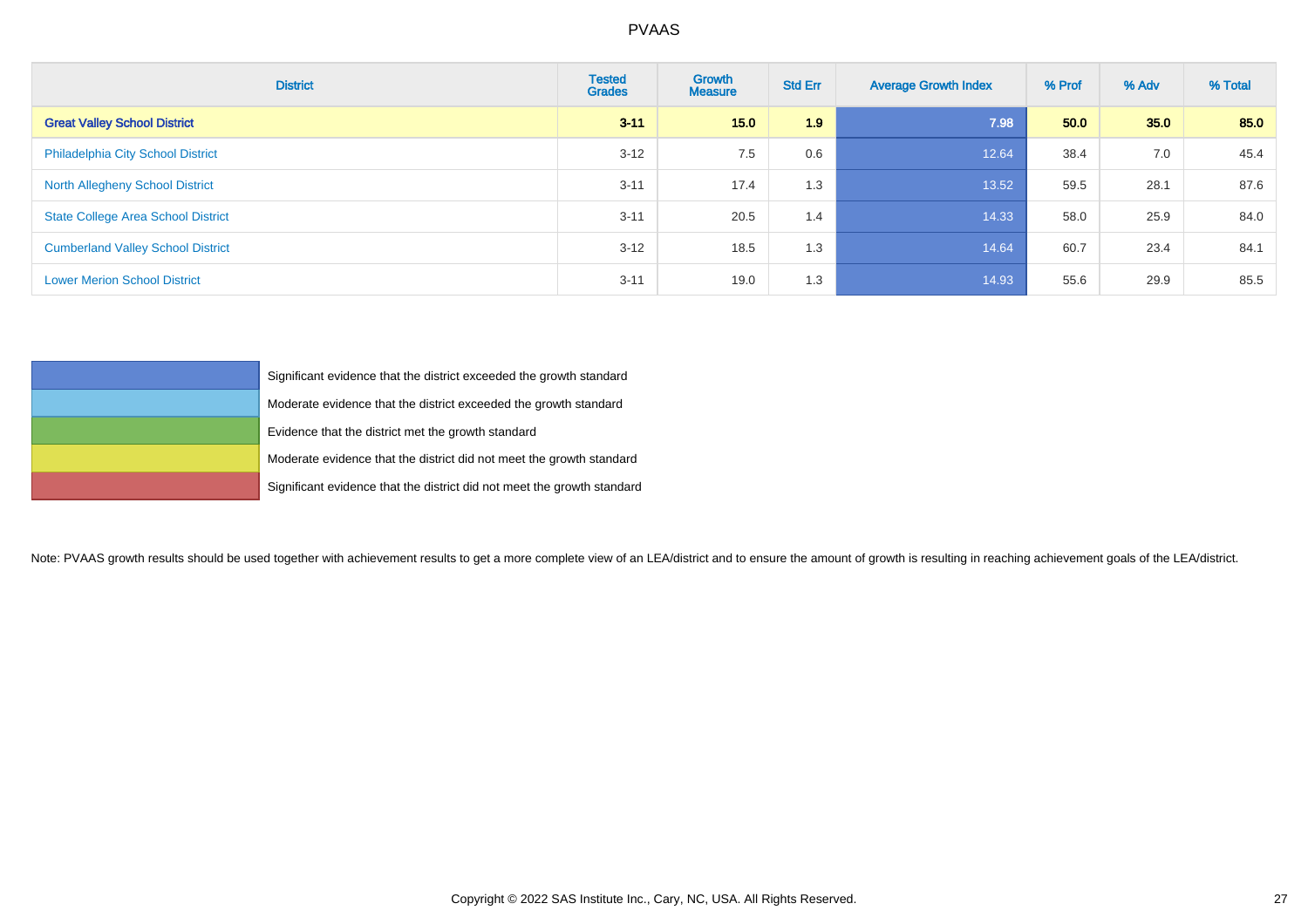PVAAS

| District | Tested Grades | Growth Measure | Std Err | Average Growth Index | % Prof | % Adv | % Total |
|---|---|---|---|---|---|---|---|
| **Great Valley School District** | **3-11** | **15.0** | **1.9** | **7.98** | **50.0** | **35.0** | **85.0** |
| Philadelphia City School District | 3-12 | 7.5 | 0.6 | 12.64 | 38.4 | 7.0 | 45.4 |
| North Allegheny School District | 3-11 | 17.4 | 1.3 | 13.52 | 59.5 | 28.1 | 87.6 |
| State College Area School District | 3-11 | 20.5 | 1.4 | 14.33 | 58.0 | 25.9 | 84.0 |
| Cumberland Valley School District | 3-12 | 18.5 | 1.3 | 14.64 | 60.7 | 23.4 | 84.1 |
| Lower Merion School District | 3-11 | 19.0 | 1.3 | 14.93 | 55.6 | 29.9 | 85.5 |

Significant evidence that the district exceeded the growth standard

Moderate evidence that the district exceeded the growth standard

Evidence that the district met the growth standard

Moderate evidence that the district did not meet the growth standard

Significant evidence that the district did not meet the growth standard

Note: PVAAS growth results should be used together with achievement results to get a more complete view of an LEA/district and to ensure the amount of growth is resulting in reaching achievement goals of the LEA/district.

Copyright © 2022 SAS Institute Inc., Cary, NC, USA. All Rights Reserved.